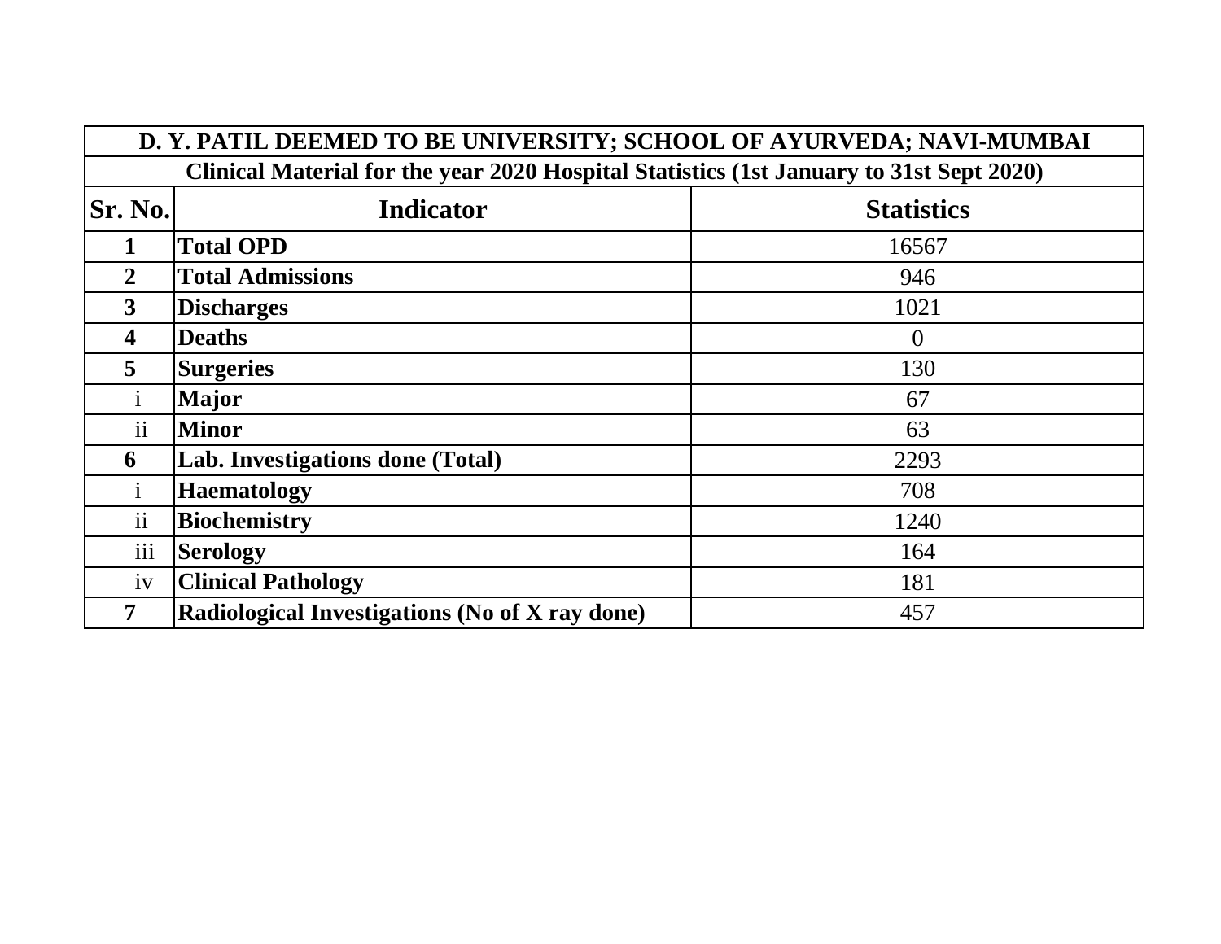| D. Y. PATIL DEEMED TO BE UNIVERSITY; SCHOOL OF AYURVEDA; NAVI-MUMBAI | | |
|---|---|---|
| **Clinical Material for the year 2020 Hospital Statistics (1st January to 31st Sept 2020)** | | |
| **Sr. No.** | **Indicator** | **Statistics** |
| **1** | **Total OPD** | 16567 |
| **2** | **Total Admissions** | 946 |
| **3** | **Discharges** | 1021 |
| **4** | **Deaths** | 0 |
| **5** | **Surgeries** | 130 |
| i | **Major** | 67 |
| ii | **Minor** | 63 |
| **6** | **Lab. Investigations done (Total)** | 2293 |
| i | **Haematology** | 708 |
| ii | **Biochemistry** | 1240 |
| iii | **Serology** | 164 |
| iv | **Clinical Pathology** | 181 |
| **7** | **Radiological Investigations (No of X ray done)** | 457 |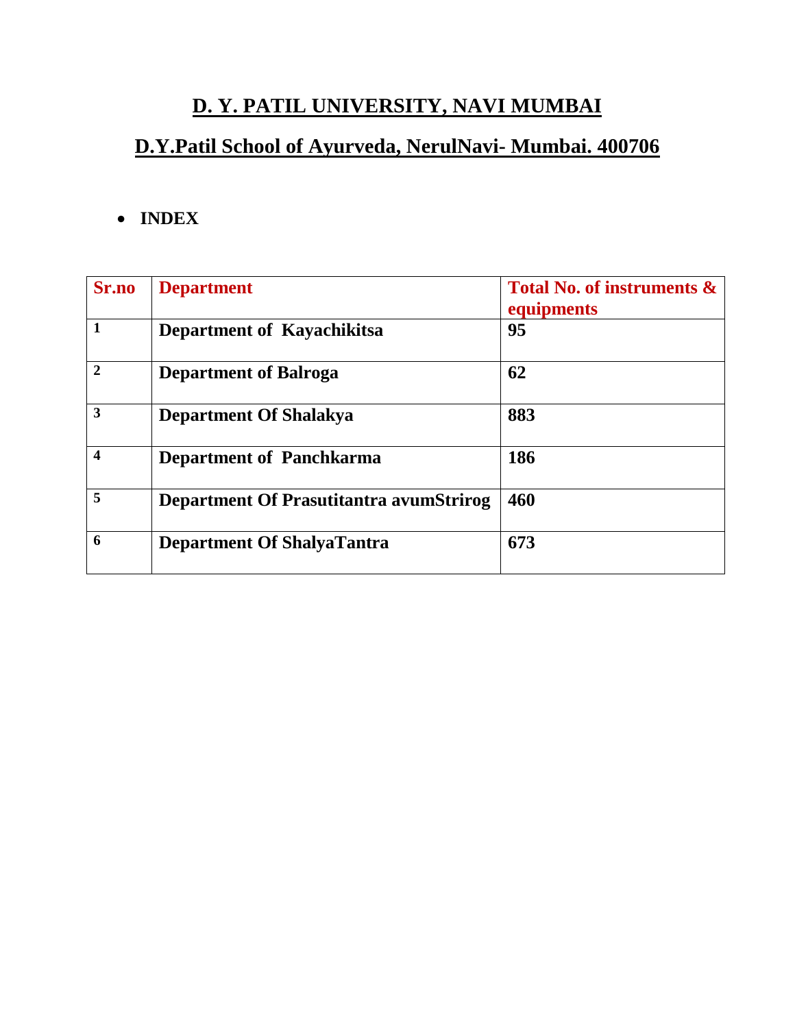# D. Y. PATIL UNIVERSITY, NAVI MUMBAI

## D.Y.Patil School of Ayurveda, NerulNavi- Mumbai. 400706

- **INDEX**

| Sr.no | Department | Total No. of instruments & equipments |
|---|---|---|
| 1 | Department of Kayachikitsa | 95 |
| 2 | Department of Balroga | 62 |
| 3 | Department Of Shalakya | 883 |
| 4 | Department of Panchkarma | 186 |
| 5 | Department Of Prasutitantra avumStrirog | 460 |
| 6 | Department Of ShalyaTantra | 673 |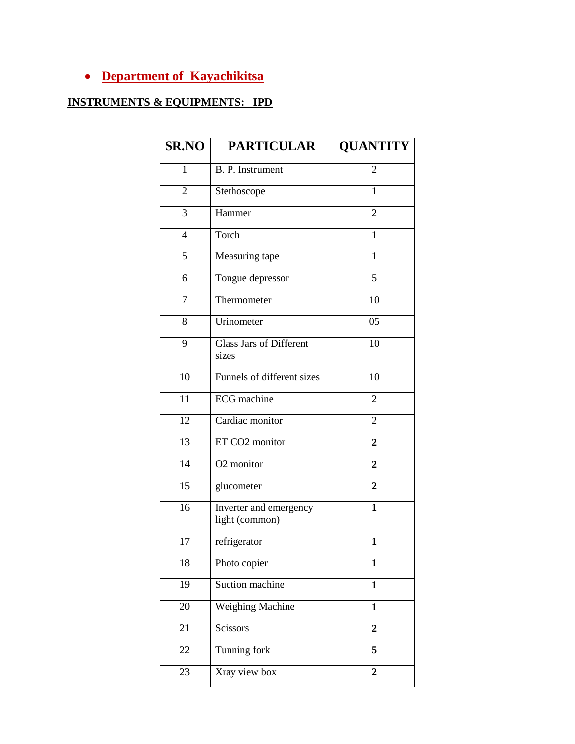- **Department of Kayachikitsa**

**INSTRUMENTS & EQUIPMENTS: IPD**

| SR.NO | PARTICULAR | QUANTITY |
|---|---|---|
| 1 | B. P. Instrument | 2 |
| 2 | Stethoscope | 1 |
| 3 | Hammer | 2 |
| 4 | Torch | 1 |
| 5 | Measuring tape | 1 |
| 6 | Tongue depressor | 5 |
| 7 | Thermometer | 10 |
| 8 | Urinometer | 05 |
| 9 | Glass Jars of Different sizes | 10 |
| 10 | Funnels of different sizes | 10 |
| 11 | ECG machine | 2 |
| 12 | Cardiac monitor | 2 |
| 13 | ET $CO_2$ monitor | **2** |
| 14 | $O_2$ monitor | **2** |
| 15 | glucometer | **2** |
| 16 | Inverter and emergency light (common) | **1** |
| 17 | refrigerator | **1** |
| 18 | Photo copier | **1** |
| 19 | Suction machine | **1** |
| 20 | Weighing Machine | **1** |
| 21 | Scissors | **2** |
| 22 | Tunning fork | **5** |
| 23 | Xray view box | **2** |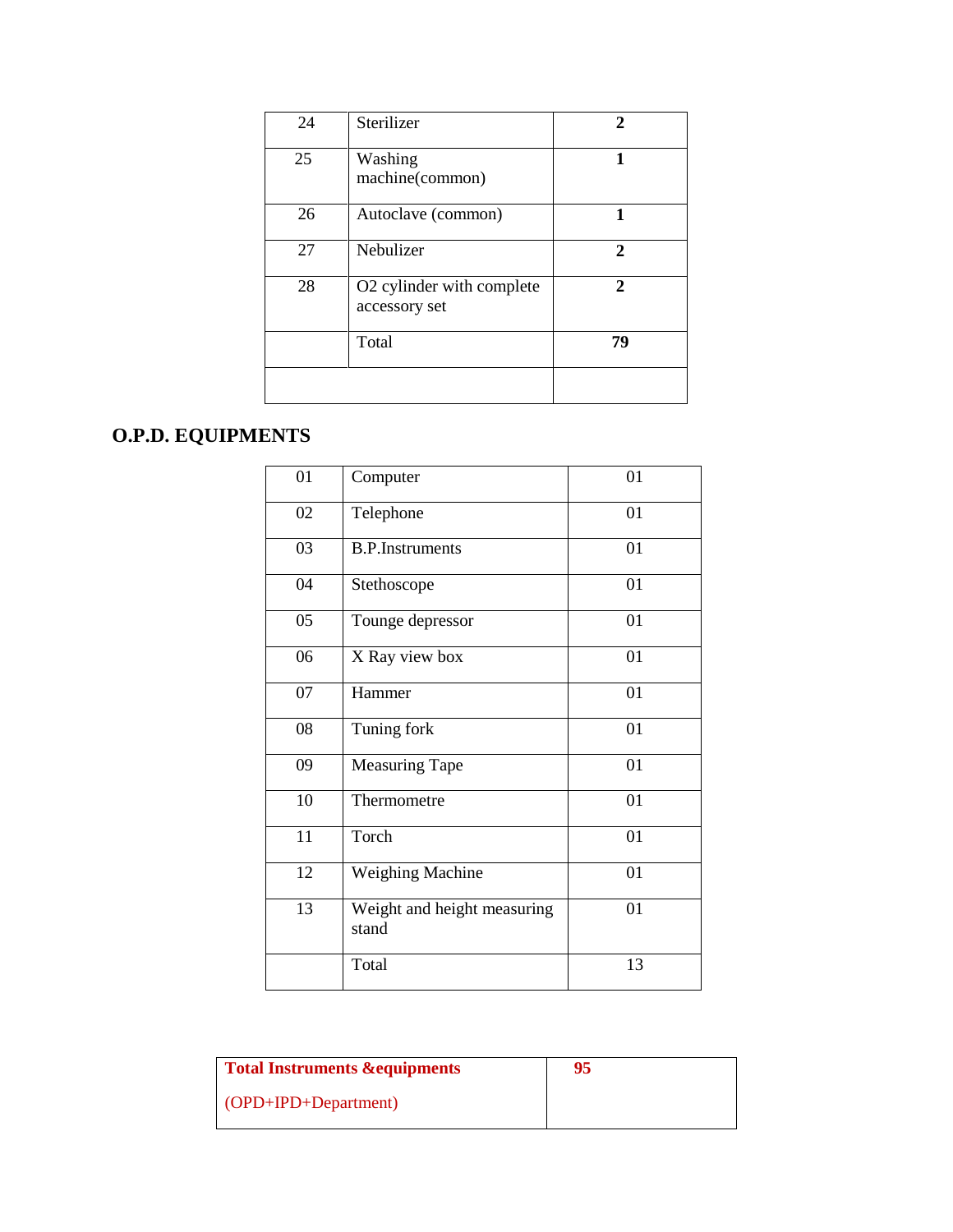| 24 | Sterilizer | **2** |
|---|---|---|
| 25 | Washing machine(common) | **1** |
| 26 | Autoclave (common) | **1** |
| 27 | Nebulizer | **2** |
| 28 | O2 cylinder with complete accessory set | **2** |
| | Total | **79** |
| | | |

## O.P.D. EQUIPMENTS

| 01 | Computer | 01 |
|---|---|---|
| 02 | Telephone | 01 |
| 03 | B.P.Instruments | 01 |
| 04 | Stethoscope | 01 |
| 05 | Tounge depressor | 01 |
| 06 | X Ray view box | 01 |
| 07 | Hammer | 01 |
| 08 | Tuning fork | 01 |
| 09 | Measuring Tape | 01 |
| 10 | Thermometre | 01 |
| 11 | Torch | 01 |
| 12 | Weighing Machine | 01 |
| 13 | Weight and height measuring stand | 01 |
| | Total | 13 |

| **Total Instruments &equipments** (OPD+IPD+Department) | **95** |
|---|---|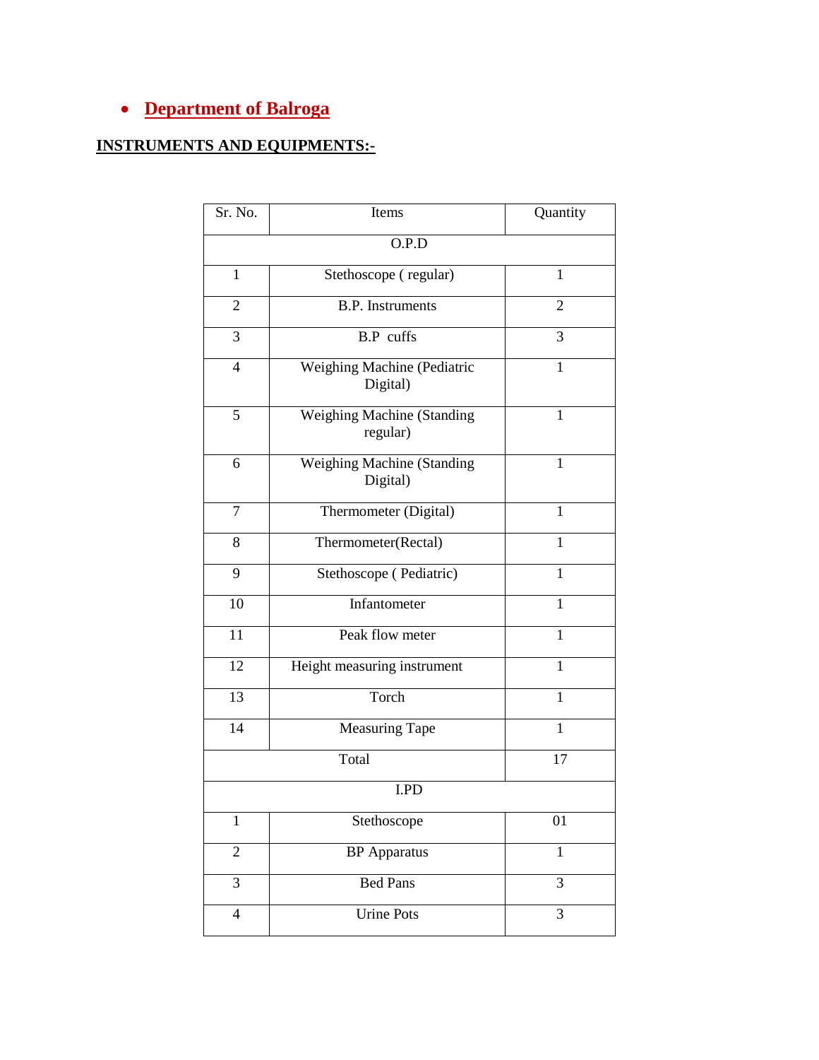- **Department of Balroga**

**INSTRUMENTS AND EQUIPMENTS:-**

| Sr. No. | Items | Quantity |
|---|---|---|
| O.P.D | | |
| 1 | Stethoscope ( regular) | 1 |
| 2 | B.P. Instruments | 2 |
| 3 | B.P cuffs | 3 |
| 4 | Weighing Machine (Pediatric Digital) | 1 |
| 5 | Weighing Machine (Standing regular) | 1 |
| 6 | Weighing Machine (Standing Digital) | 1 |
| 7 | Thermometer (Digital) | 1 |
| 8 | Thermometer(Rectal) | 1 |
| 9 | Stethoscope ( Pediatric) | 1 |
| 10 | Infantometer | 1 |
| 11 | Peak flow meter | 1 |
| 12 | Height measuring instrument | 1 |
| 13 | Torch | 1 |
| 14 | Measuring Tape | 1 |
| Total | | 17 |
| I.PD | | |
| 1 | Stethoscope | 01 |
| 2 | BP Apparatus | 1 |
| 3 | Bed Pans | 3 |
| 4 | Urine Pots | 3 |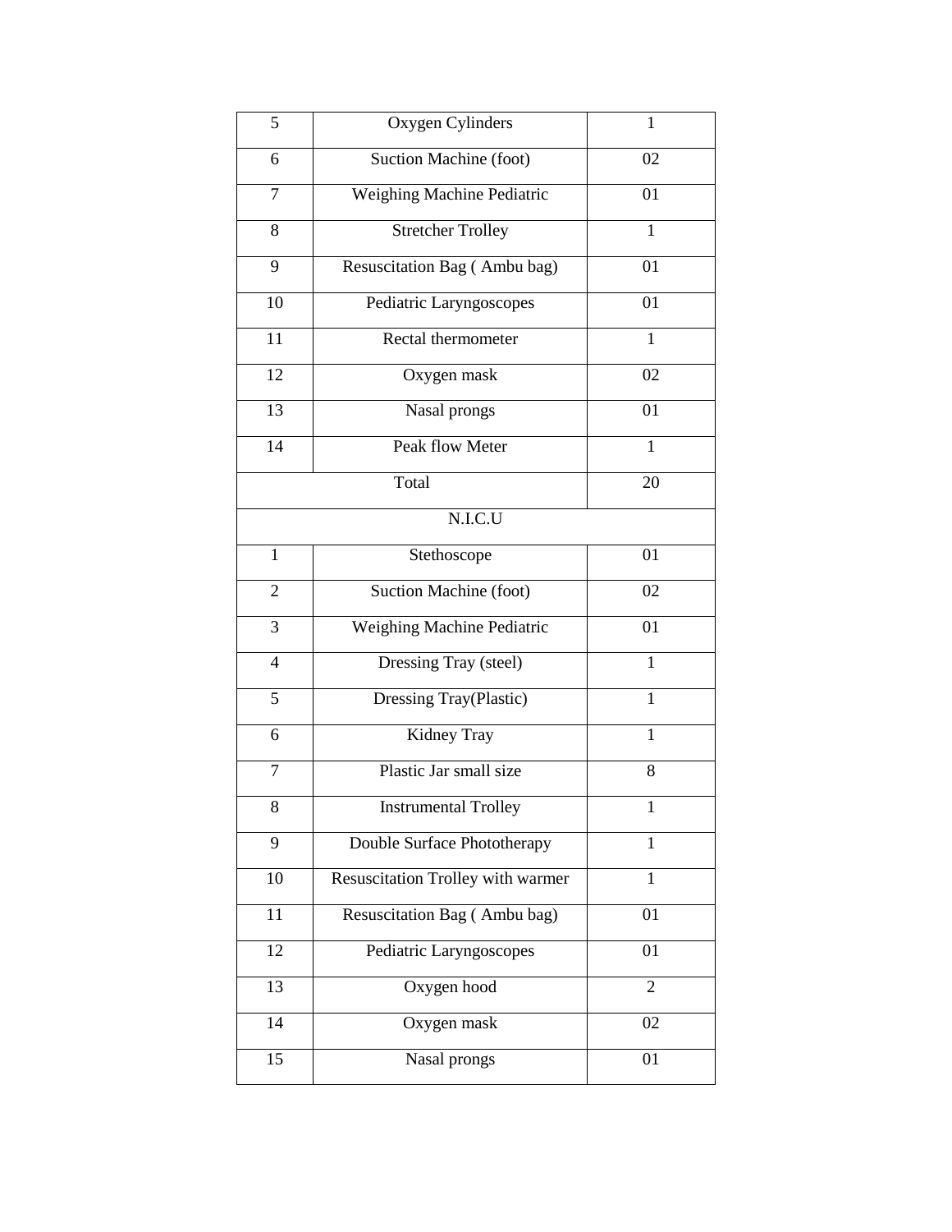| | | |
|---|---|---|
| 5 | Oxygen Cylinders | 1 |
| 6 | Suction Machine (foot) | 02 |
| 7 | Weighing Machine Pediatric | 01 |
| 8 | Stretcher Trolley | 1 |
| 9 | Resuscitation Bag ( Ambu bag) | 01 |
| 10 | Pediatric Laryngoscopes | 01 |
| 11 | Rectal thermometer | 1 |
| 12 | Oxygen mask | 02 |
| 13 | Nasal prongs | 01 |
| 14 | Peak flow Meter | 1 |
| Total | | 20 |
| N.I.C.U | | |
| 1 | Stethoscope | 01 |
| 2 | Suction Machine (foot) | 02 |
| 3 | Weighing Machine Pediatric | 01 |
| 4 | Dressing Tray (steel) | 1 |
| 5 | Dressing Tray(Plastic) | 1 |
| 6 | Kidney Tray | 1 |
| 7 | Plastic Jar small size | 8 |
| 8 | Instrumental Trolley | 1 |
| 9 | Double Surface Phototherapy | 1 |
| 10 | Resuscitation Trolley with warmer | 1 |
| 11 | Resuscitation Bag ( Ambu bag) | 01 |
| 12 | Pediatric Laryngoscopes | 01 |
| 13 | Oxygen hood | 2 |
| 14 | Oxygen mask | 02 |
| 15 | Nasal prongs | 01 |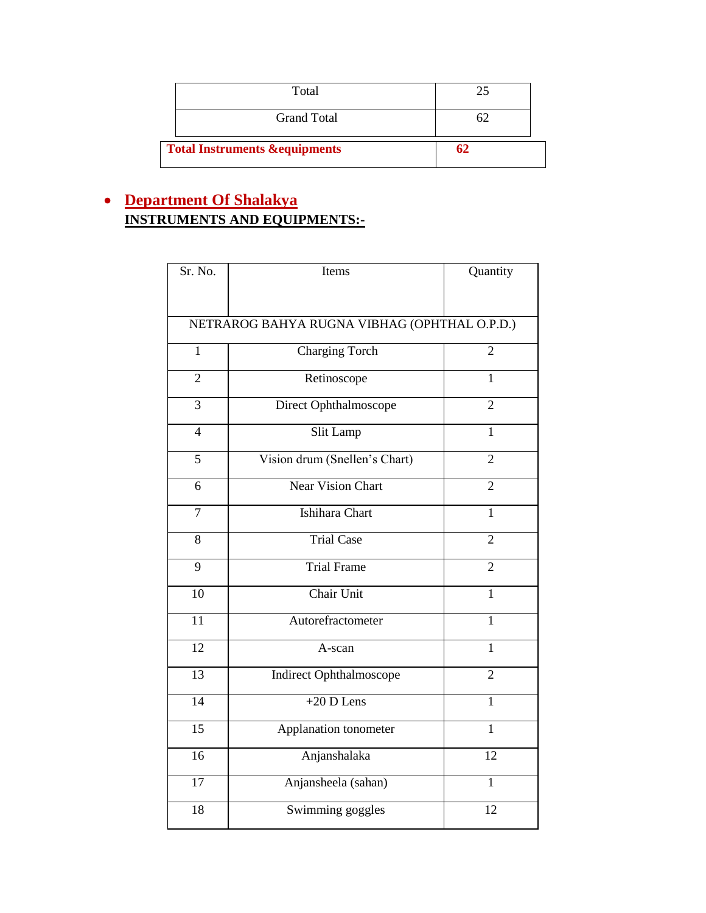| Total | 25 |
|---|---|
| Grand Total | 62 |

| **Total Instruments &equipments** | **62** |
|---|---|

- **Department Of Shalakya**
  **INSTRUMENTS AND EQUIPMENTS:-**

| Sr. No. | Items | Quantity |
|---|---|---|
| NETRAROG BAHYA RUGNA VIBHAG (OPHTHAL O.P.D.) | | |
| 1 | Charging Torch | 2 |
| 2 | Retinoscope | 1 |
| 3 | Direct Ophthalmoscope | 2 |
| 4 | Slit Lamp | 1 |
| 5 | Vision drum (Snellen's Chart) | 2 |
| 6 | Near Vision Chart | 2 |
| 7 | Ishihara Chart | 1 |
| 8 | Trial Case | 2 |
| 9 | Trial Frame | 2 |
| 10 | Chair Unit | 1 |
| 11 | Autorefractometer | 1 |
| 12 | A-scan | 1 |
| 13 | Indirect Ophthalmoscope | 2 |
| 14 | +20 D Lens | 1 |
| 15 | Applanation tonometer | 1 |
| 16 | Anjanshalaka | 12 |
| 17 | Anjansheela (sahan) | 1 |
| 18 | Swimming goggles | 12 |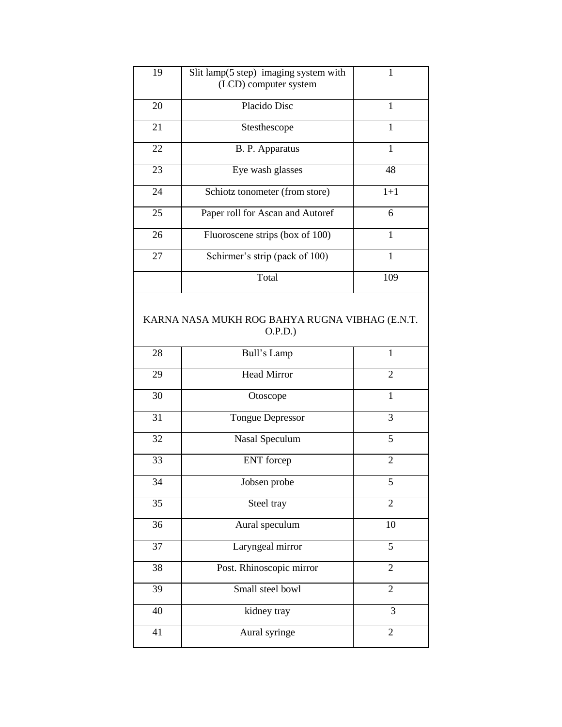| 19 | Slit lamp(5 step) imaging system with (LCD) computer system | 1 |
|---|---|---|
| 20 | Placido Disc | 1 |
| 21 | Stesthescope | 1 |
| 22 | B. P. Apparatus | 1 |
| 23 | Eye wash glasses | 48 |
| 24 | Schiotz tonometer (from store) | 1+1 |
| 25 | Paper roll for Ascan and Autoref | 6 |
| 26 | Fluoroscene strips (box of 100) | 1 |
| 27 | Schirmer's strip (pack of 100) | 1 |
| | Total | 109 |

KARNA NASA MUKH ROG BAHYA RUGNA VIBHAG (E.N.T. O.P.D.)

| 28 | Bull's Lamp | 1 |
|---|---|---|
| 29 | Head Mirror | 2 |
| 30 | Otoscope | 1 |
| 31 | Tongue Depressor | 3 |
| 32 | Nasal Speculum | 5 |
| 33 | ENT forcep | 2 |
| 34 | Jobsen probe | 5 |
| 35 | Steel tray | 2 |
| 36 | Aural speculum | 10 |
| 37 | Laryngeal mirror | 5 |
| 38 | Post. Rhinoscopic mirror | 2 |
| 39 | Small steel bowl | 2 |
| 40 | kidney tray | 3 |
| 41 | Aural syringe | 2 |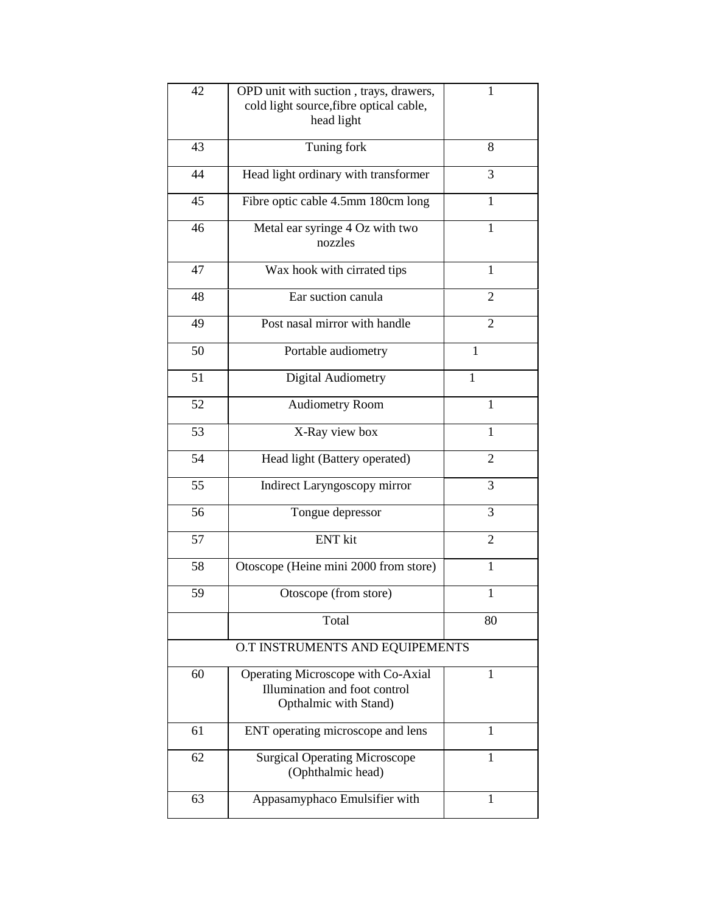| 42 | OPD unit with suction , trays, drawers, cold light source,fibre optical cable, head light | 1 |
|---|---|---|
| 43 | Tuning fork | 8 |
| 44 | Head light ordinary with transformer | 3 |
| 45 | Fibre optic cable 4.5mm 180cm long | 1 |
| 46 | Metal ear syringe 4 Oz with two nozzles | 1 |
| 47 | Wax hook with cirrated tips | 1 |
| 48 | Ear suction canula | 2 |
| 49 | Post nasal mirror with handle | 2 |
| 50 | Portable audiometry | 1 |
| 51 | Digital Audiometry | 1 |
| 52 | Audiometry Room | 1 |
| 53 | X-Ray view box | 1 |
| 54 | Head light (Battery operated) | 2 |
| 55 | Indirect Laryngoscopy mirror | 3 |
| 56 | Tongue depressor | 3 |
| 57 | ENT kit | 2 |
| 58 | Otoscope (Heine mini 2000 from store) | 1 |
| 59 | Otoscope (from store) | 1 |
| | Total | 80 |
| O.T INSTRUMENTS AND EQUIPEMENTS | | |
| 60 | Operating Microscope with Co-Axial Illumination and foot control Opthalmic with Stand) | 1 |
| 61 | ENT operating microscope and lens | 1 |
| 62 | Surgical Operating Microscope (Ophthalmic head) | 1 |
| 63 | Appasamyphaco Emulsifier with | 1 |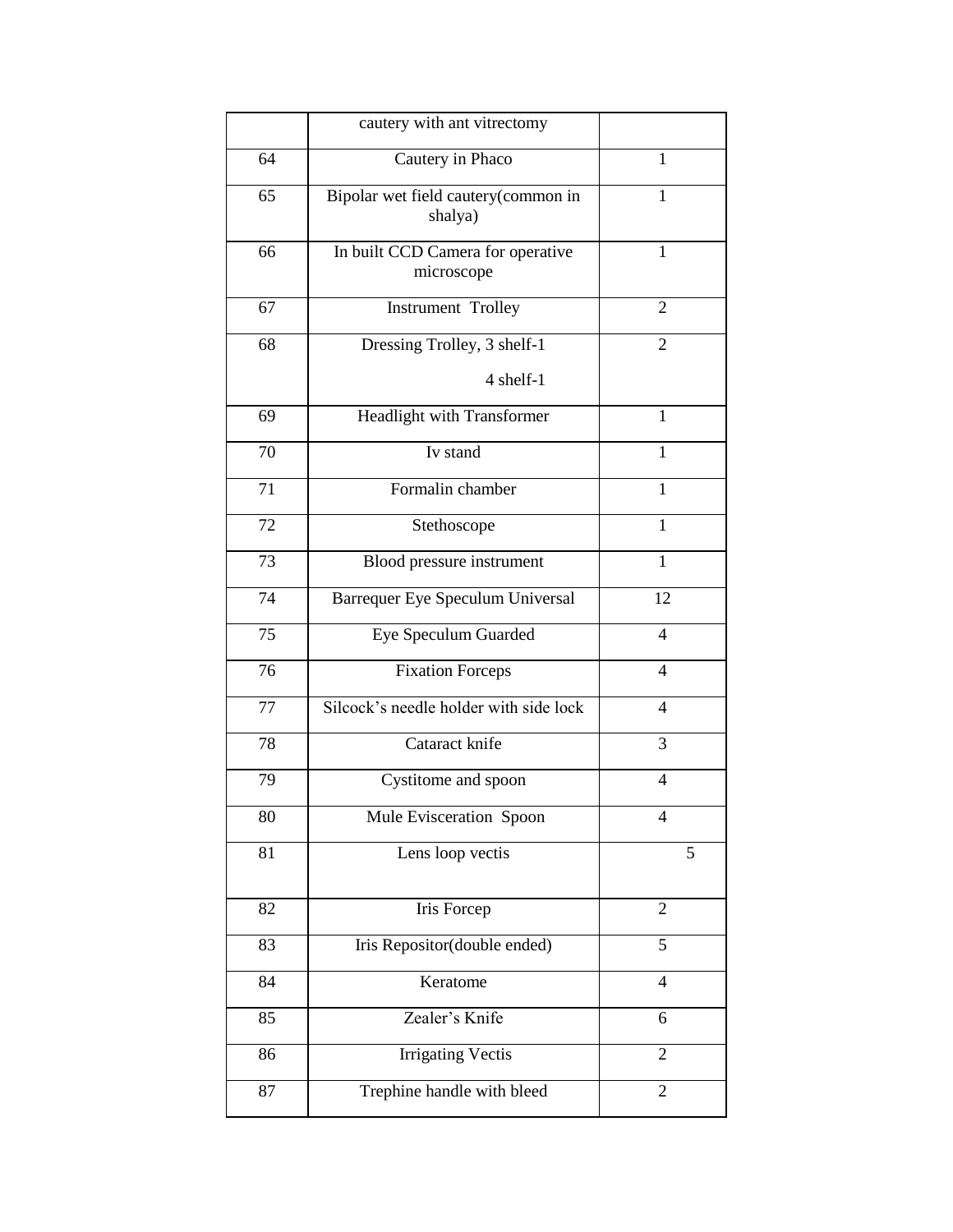| | cautery with ant vitrectomy | |
|---|---|---|
| 64 | Cautery in Phaco | 1 |
| 65 | Bipolar wet field cautery(common in shalya) | 1 |
| 66 | In built CCD Camera for operative microscope | 1 |
| 67 | Instrument Trolley | 2 |
| 68 | Dressing Trolley, 3 shelf-1<br>4 shelf-1 | 2 |
| 69 | Headlight with Transformer | 1 |
| 70 | Iv stand | 1 |
| 71 | Formalin chamber | 1 |
| 72 | Stethoscope | 1 |
| 73 | Blood pressure instrument | 1 |
| 74 | Barrequer Eye Speculum Universal | 12 |
| 75 | Eye Speculum Guarded | 4 |
| 76 | Fixation Forceps | 4 |
| 77 | Silcock's needle holder with side lock | 4 |
| 78 | Cataract knife | 3 |
| 79 | Cystitome and spoon | 4 |
| 80 | Mule Evisceration Spoon | 4 |
| 81 | Lens loop vectis | 5 |
| 82 | Iris Forcep | 2 |
| 83 | Iris Repositor(double ended) | 5 |
| 84 | Keratome | 4 |
| 85 | Zealer's Knife | 6 |
| 86 | Irrigating Vectis | 2 |
| 87 | Trephine handle with bleed | 2 |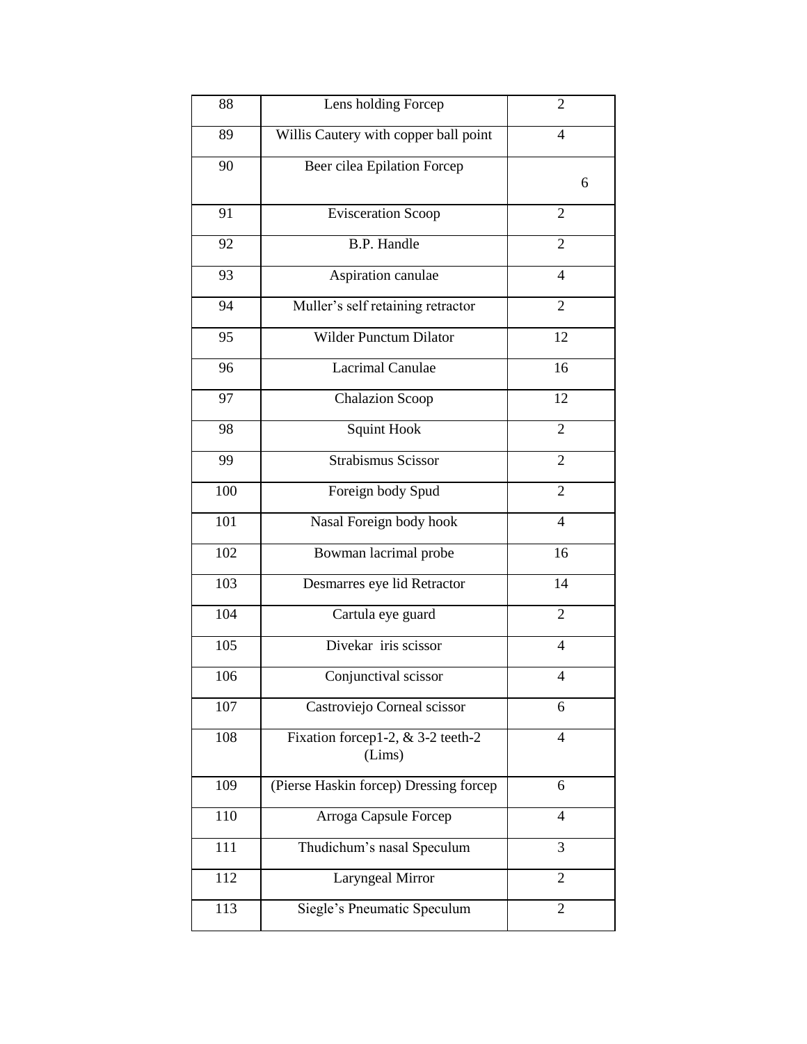| 88 | Lens holding Forcep | 2 |
|---|---|---|
| 89 | Willis Cautery with copper ball point | 4 |
| 90 | Beer cilea Epilation Forcep | 6 |
| 91 | Evisceration Scoop | 2 |
| 92 | B.P. Handle | 2 |
| 93 | Aspiration canulae | 4 |
| 94 | Muller's self retaining retractor | 2 |
| 95 | Wilder Punctum Dilator | 12 |
| 96 | Lacrimal Canulae | 16 |
| 97 | Chalazion Scoop | 12 |
| 98 | Squint Hook | 2 |
| 99 | Strabismus Scissor | 2 |
| 100 | Foreign body Spud | 2 |
| 101 | Nasal Foreign body hook | 4 |
| 102 | Bowman lacrimal probe | 16 |
| 103 | Desmarres eye lid Retractor | 14 |
| 104 | Cartula eye guard | 2 |
| 105 | Divekar iris scissor | 4 |
| 106 | Conjunctival scissor | 4 |
| 107 | Castroviejo Corneal scissor | 6 |
| 108 | Fixation forcep1-2, & 3-2 teeth-2 (Lims) | 4 |
| 109 | (Pierse Haskin forcep) Dressing forcep | 6 |
| 110 | Arroga Capsule Forcep | 4 |
| 111 | Thudichum's nasal Speculum | 3 |
| 112 | Laryngeal Mirror | 2 |
| 113 | Siegle's Pneumatic Speculum | 2 |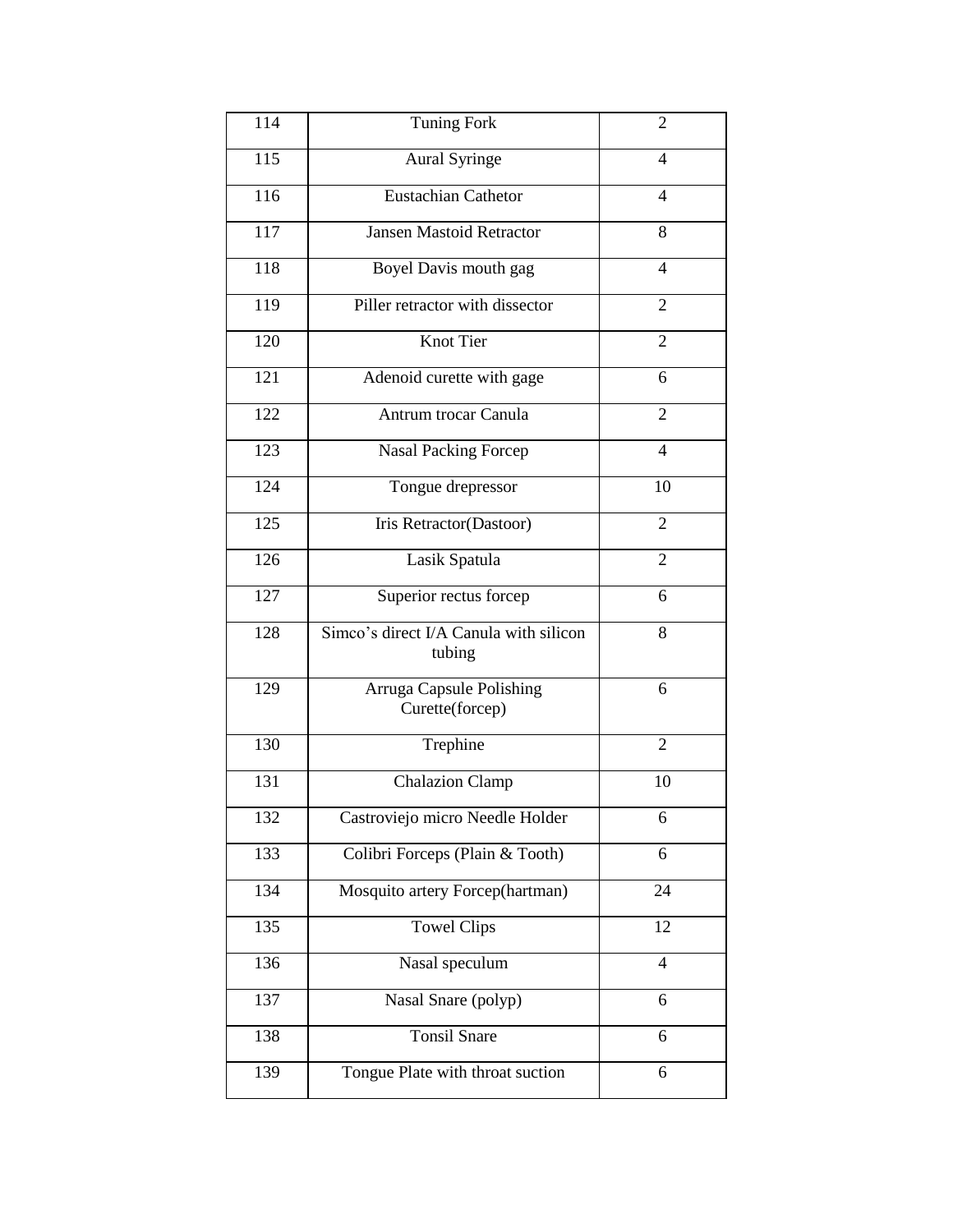| 114 | Tuning Fork | 2 |
|---|---|---|
| 115 | Aural Syringe | 4 |
| 116 | Eustachian Cathetor | 4 |
| 117 | Jansen Mastoid Retractor | 8 |
| 118 | Boyel Davis mouth gag | 4 |
| 119 | Piller retractor with dissector | 2 |
| 120 | Knot Tier | 2 |
| 121 | Adenoid curette with gage | 6 |
| 122 | Antrum trocar Canula | 2 |
| 123 | Nasal Packing Forcep | 4 |
| 124 | Tongue drepressor | 10 |
| 125 | Iris Retractor(Dastoor) | 2 |
| 126 | Lasik Spatula | 2 |
| 127 | Superior rectus forcep | 6 |
| 128 | Simco's direct I/A Canula with silicon tubing | 8 |
| 129 | Arruga Capsule Polishing Curette(forcep) | 6 |
| 130 | Trephine | 2 |
| 131 | Chalazion Clamp | 10 |
| 132 | Castroviejo micro Needle Holder | 6 |
| 133 | Colibri Forceps (Plain & Tooth) | 6 |
| 134 | Mosquito artery Forcep(hartman) | 24 |
| 135 | Towel Clips | 12 |
| 136 | Nasal speculum | 4 |
| 137 | Nasal Snare (polyp) | 6 |
| 138 | Tonsil Snare | 6 |
| 139 | Tongue Plate with throat suction | 6 |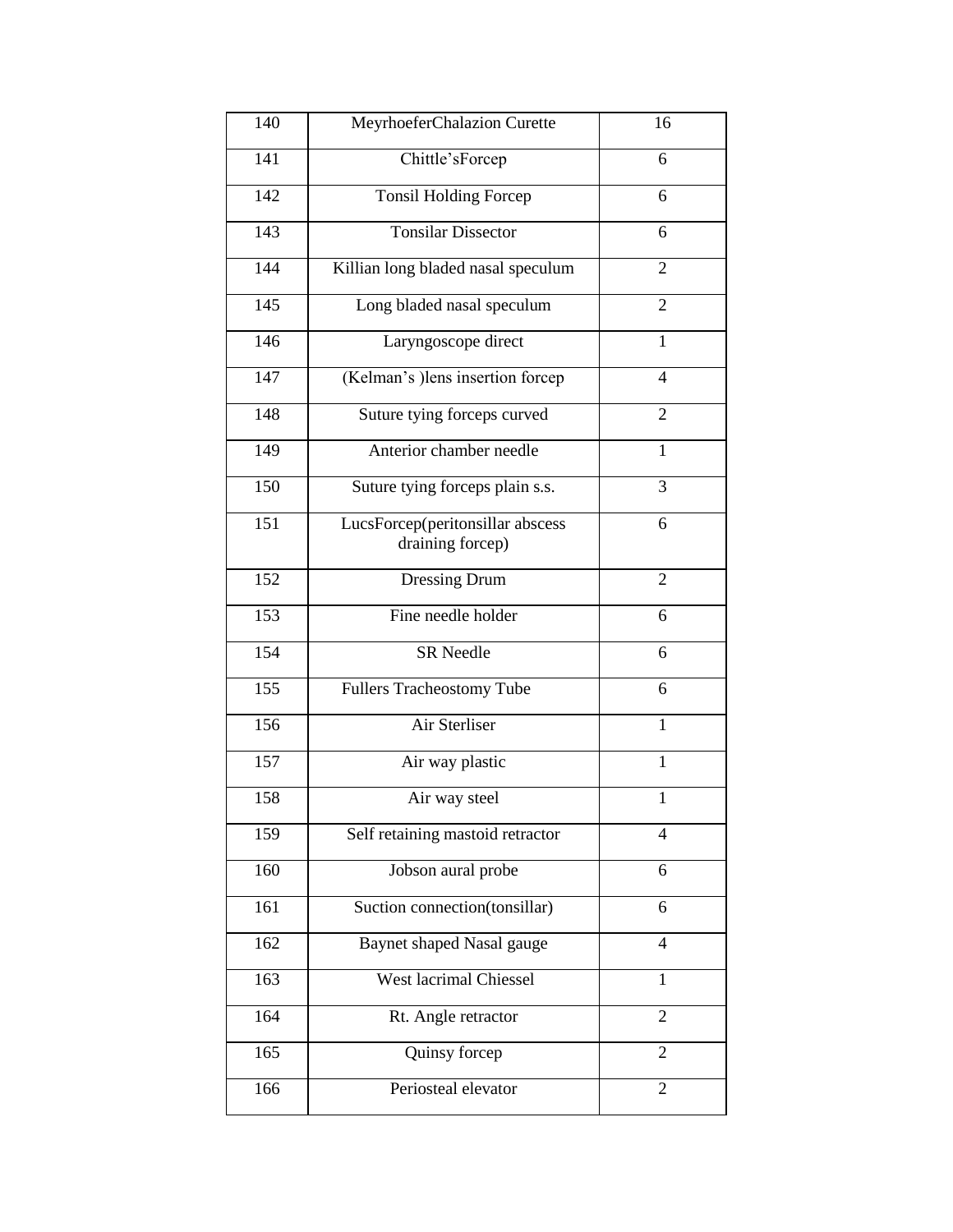| 140 | MeyrhoeferChalazion Curette | 16 |
|---|---|---|
| 141 | Chittle'sForcep | 6 |
| 142 | Tonsil Holding Forcep | 6 |
| 143 | Tonsilar Dissector | 6 |
| 144 | Killian long bladed nasal speculum | 2 |
| 145 | Long bladed nasal speculum | 2 |
| 146 | Laryngoscope direct | 1 |
| 147 | (Kelman's )lens insertion forcep | 4 |
| 148 | Suture tying forceps curved | 2 |
| 149 | Anterior chamber needle | 1 |
| 150 | Suture tying forceps plain s.s. | 3 |
| 151 | LucsForcep(peritonsillar abscess draining forcep) | 6 |
| 152 | Dressing Drum | 2 |
| 153 | Fine needle holder | 6 |
| 154 | SR Needle | 6 |
| 155 | Fullers Tracheostomy Tube | 6 |
| 156 | Air Sterliser | 1 |
| 157 | Air way plastic | 1 |
| 158 | Air way steel | 1 |
| 159 | Self retaining mastoid retractor | 4 |
| 160 | Jobson aural probe | 6 |
| 161 | Suction connection(tonsillar) | 6 |
| 162 | Baynet shaped Nasal gauge | 4 |
| 163 | West lacrimal Chiessel | 1 |
| 164 | Rt. Angle retractor | 2 |
| 165 | Quinsy forcep | 2 |
| 166 | Periosteal elevator | 2 |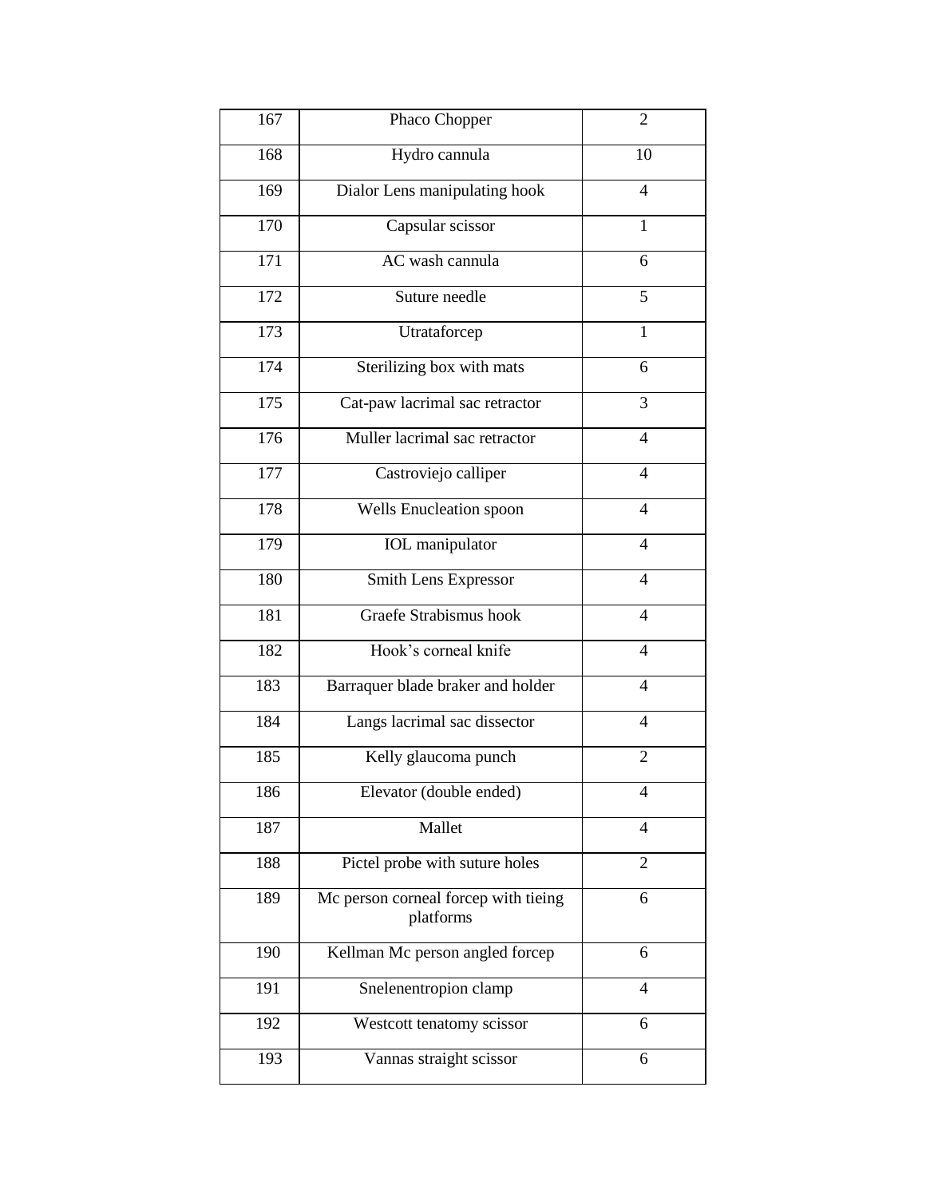| 167 | Phaco Chopper | 2 |
|---|---|---|
| 168 | Hydro cannula | 10 |
| 169 | Dialor Lens manipulating hook | 4 |
| 170 | Capsular scissor | 1 |
| 171 | AC wash cannula | 6 |
| 172 | Suture needle | 5 |
| 173 | Utrataforcep | 1 |
| 174 | Sterilizing box with mats | 6 |
| 175 | Cat-paw lacrimal sac retractor | 3 |
| 176 | Muller lacrimal sac retractor | 4 |
| 177 | Castroviejo calliper | 4 |
| 178 | Wells Enucleation spoon | 4 |
| 179 | IOL manipulator | 4 |
| 180 | Smith Lens Expressor | 4 |
| 181 | Graefe Strabismus hook | 4 |
| 182 | Hook's corneal knife | 4 |
| 183 | Barraquer blade braker and holder | 4 |
| 184 | Langs lacrimal sac dissector | 4 |
| 185 | Kelly glaucoma punch | 2 |
| 186 | Elevator (double ended) | 4 |
| 187 | Mallet | 4 |
| 188 | Pictel probe with suture holes | 2 |
| 189 | Mc person corneal forcep with tieing platforms | 6 |
| 190 | Kellman Mc person angled forcep | 6 |
| 191 | Snelenentropion clamp | 4 |
| 192 | Westcott tenatomy scissor | 6 |
| 193 | Vannas straight scissor | 6 |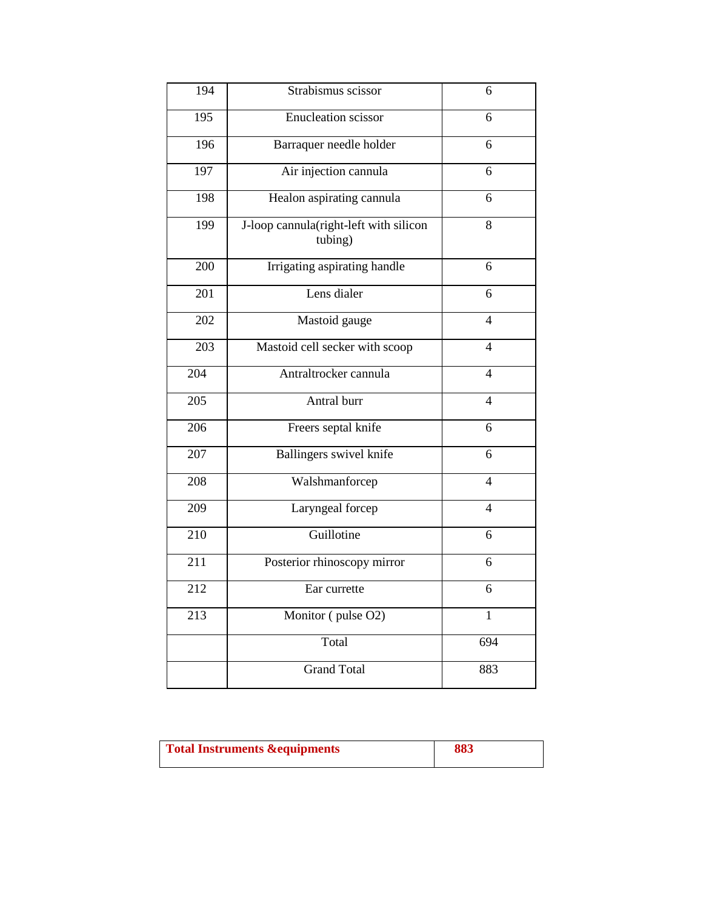| | | |
|---|---|---|
| 194 | Strabismus scissor | 6 |
| 195 | Enucleation scissor | 6 |
| 196 | Barraquer needle holder | 6 |
| 197 | Air injection cannula | 6 |
| 198 | Healon aspirating cannula | 6 |
| 199 | J-loop cannula(right-left with silicon tubing) | 8 |
| 200 | Irrigating aspirating handle | 6 |
| 201 | Lens dialer | 6 |
| 202 | Mastoid gauge | 4 |
| 203 | Mastoid cell secker with scoop | 4 |
| 204 | Antraltrocker cannula | 4 |
| 205 | Antral burr | 4 |
| 206 | Freers septal knife | 6 |
| 207 | Ballingers swivel knife | 6 |
| 208 | Walshmanforcep | 4 |
| 209 | Laryngeal forcep | 4 |
| 210 | Guillotine | 6 |
| 211 | Posterior rhinoscopy mirror | 6 |
| 212 | Ear currette | 6 |
| 213 | Monitor ( pulse O2) | 1 |
| | Total | 694 |
| | Grand Total | 883 |

| | |
|---|---|
| **Total Instruments &equipments** | **883** |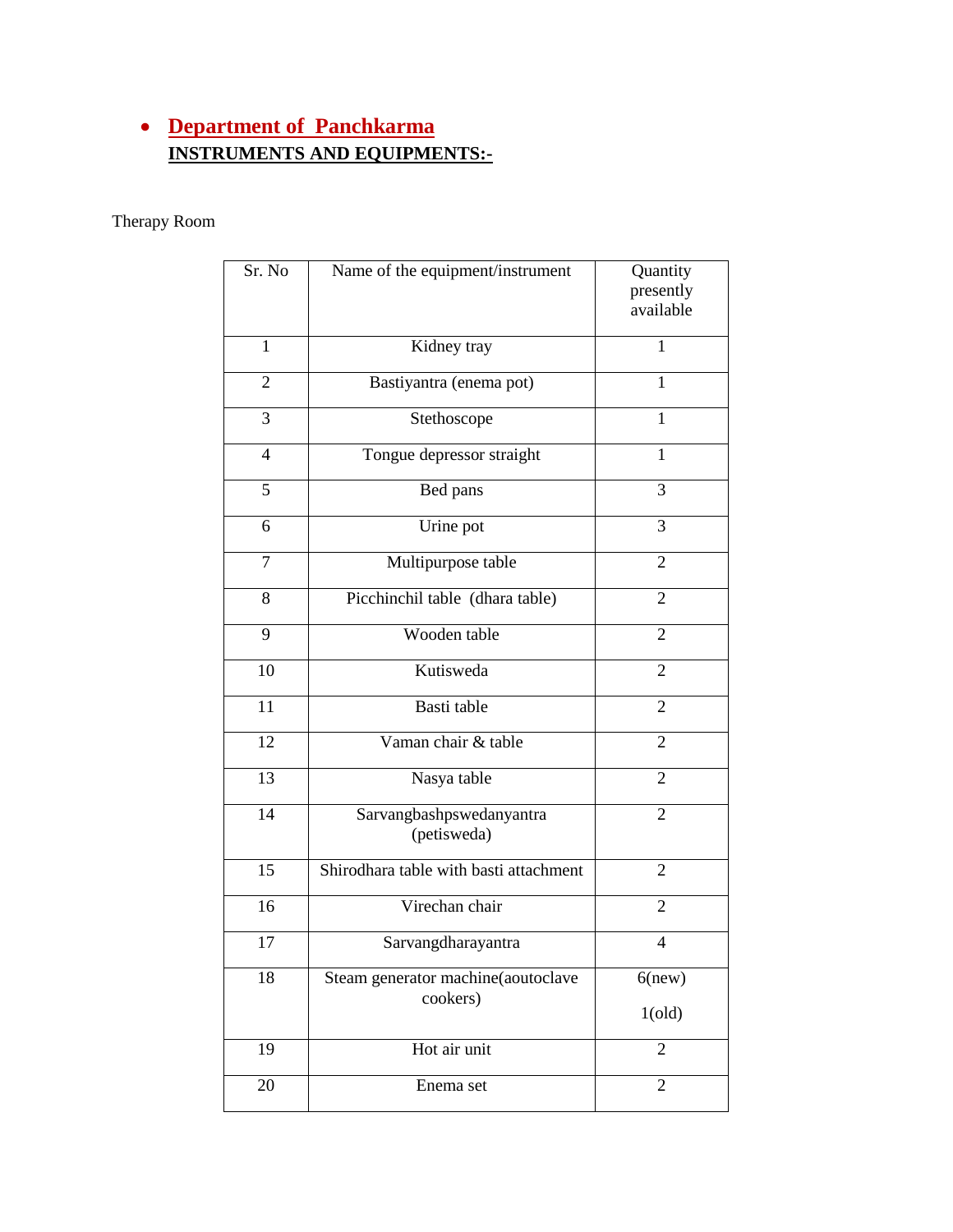- **Department of Panchkarma**

**INSTRUMENTS AND EQUIPMENTS:-**

Therapy Room

| Sr. No | Name of the equipment/instrument | Quantity presently available |
|---|---|---|
| 1 | Kidney tray | 1 |
| 2 | Bastiyantra (enema pot) | 1 |
| 3 | Stethoscope | 1 |
| 4 | Tongue depressor straight | 1 |
| 5 | Bed pans | 3 |
| 6 | Urine pot | 3 |
| 7 | Multipurpose table | 2 |
| 8 | Picchinchil table (dhara table) | 2 |
| 9 | Wooden table | 2 |
| 10 | Kutisweda | 2 |
| 11 | Basti table | 2 |
| 12 | Vaman chair & table | 2 |
| 13 | Nasya table | 2 |
| 14 | Sarvangbashpswedanyantra (petisweda) | 2 |
| 15 | Shirodhara table with basti attachment | 2 |
| 16 | Virechan chair | 2 |
| 17 | Sarvangdharayantra | 4 |
| 18 | Steam generator machine(aoutoclave cookers) | 6(new) 1(old) |
| 19 | Hot air unit | 2 |
| 20 | Enema set | 2 |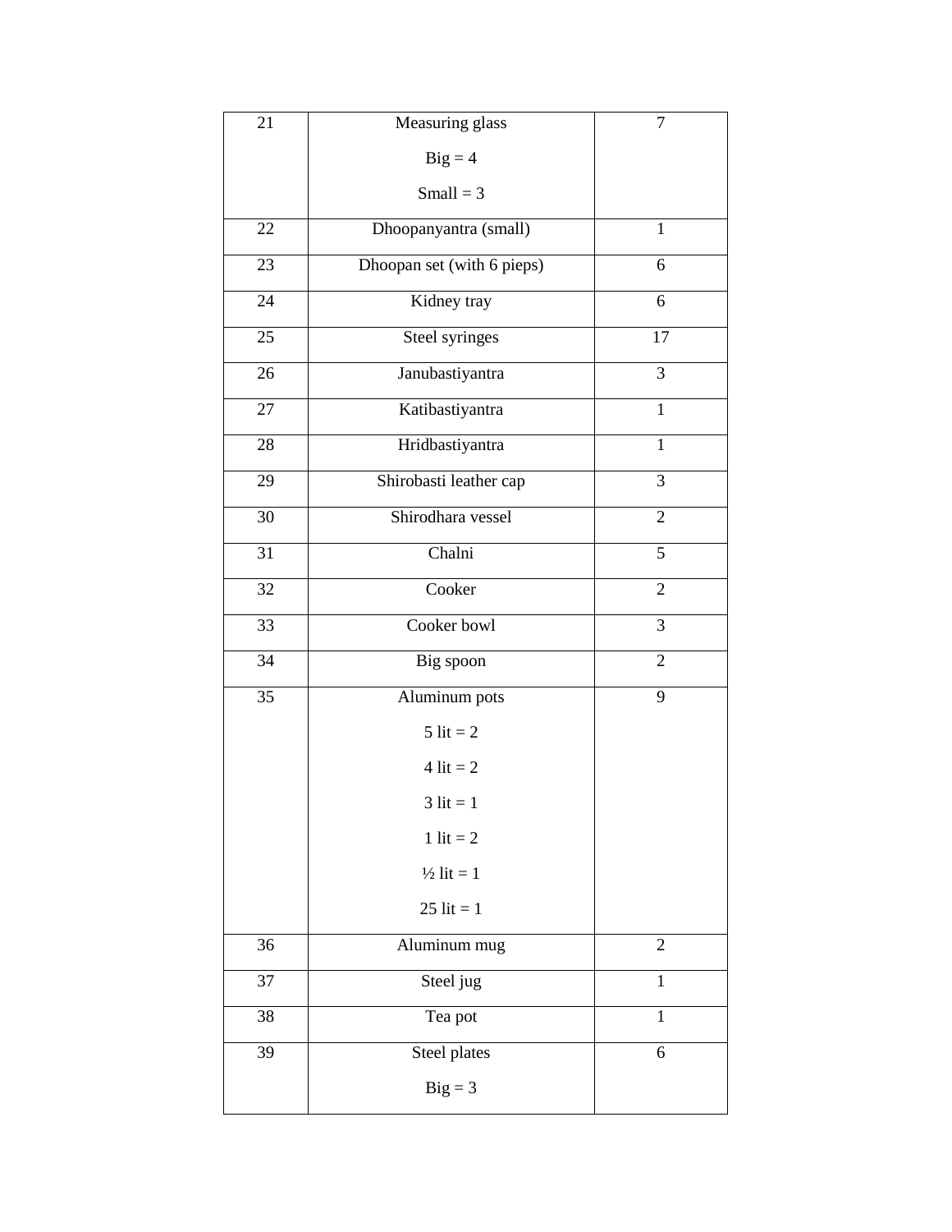| 21 | Measuring glass<br>Big = 4<br>Small = 3 | 7 |
|---|---|---|
| 22 | Dhoopanyantra (small) | 1 |
| 23 | Dhoopan set (with 6 pieps) | 6 |
| 24 | Kidney tray | 6 |
| 25 | Steel syringes | 17 |
| 26 | Janubastiyantra | 3 |
| 27 | Katibastiyantra | 1 |
| 28 | Hridbastiyantra | 1 |
| 29 | Shirobasti leather cap | 3 |
| 30 | Shirodhara vessel | 2 |
| 31 | Chalni | 5 |
| 32 | Cooker | 2 |
| 33 | Cooker bowl | 3 |
| 34 | Big spoon | 2 |
| 35 | Aluminum pots<br>5 lit = 2<br>4 lit = 2<br>3 lit = 1<br>1 lit = 2<br>½ lit = 1<br>25 lit = 1 | 9 |
| 36 | Aluminum mug | 2 |
| 37 | Steel jug | 1 |
| 38 | Tea pot | 1 |
| 39 | Steel plates<br>Big = 3 | 6 |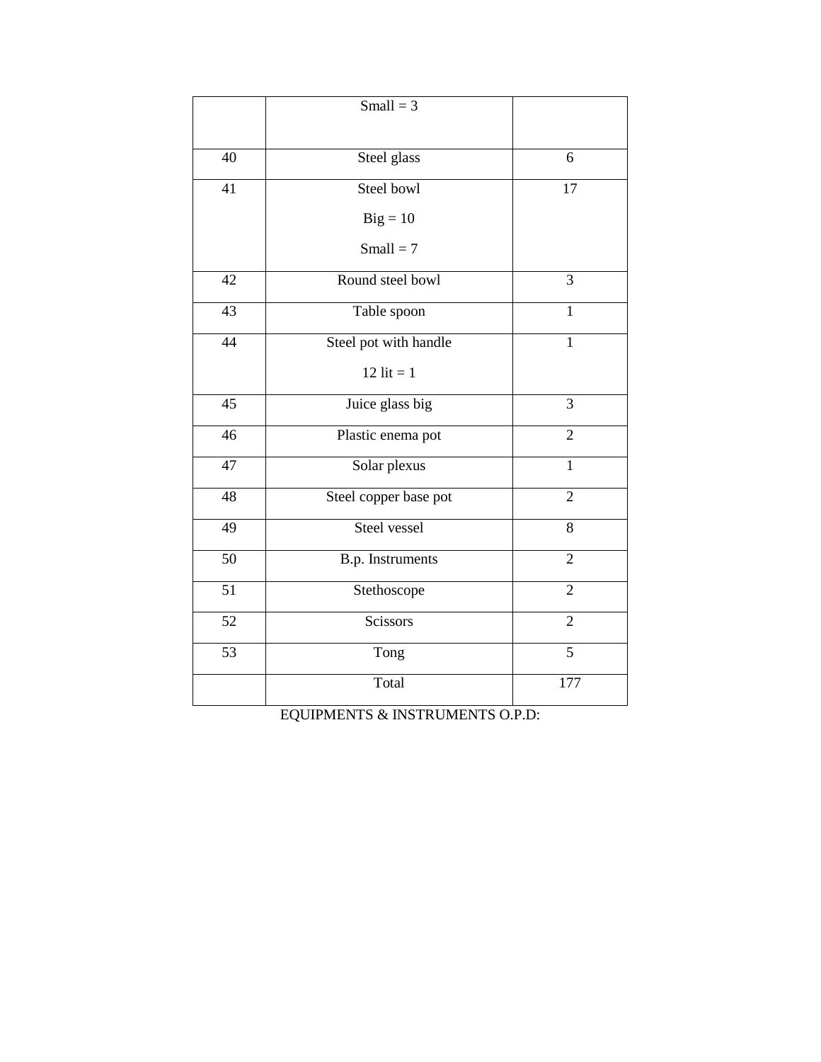| | | |
|---|---|---|
| | Small = 3 | |
| 40 | Steel glass | 6 |
| 41 | Steel bowl<br>Big = 10<br>Small = 7 | 17 |
| 42 | Round steel bowl | 3 |
| 43 | Table spoon | 1 |
| 44 | Steel pot with handle<br>12 lit = 1 | 1 |
| 45 | Juice glass big | 3 |
| 46 | Plastic enema pot | 2 |
| 47 | Solar plexus | 1 |
| 48 | Steel copper base pot | 2 |
| 49 | Steel vessel | 8 |
| 50 | B.p. Instruments | 2 |
| 51 | Stethoscope | 2 |
| 52 | Scissors | 2 |
| 53 | Tong | 5 |
| | Total | 177 |

EQUIPMENTS & INSTRUMENTS O.P.D: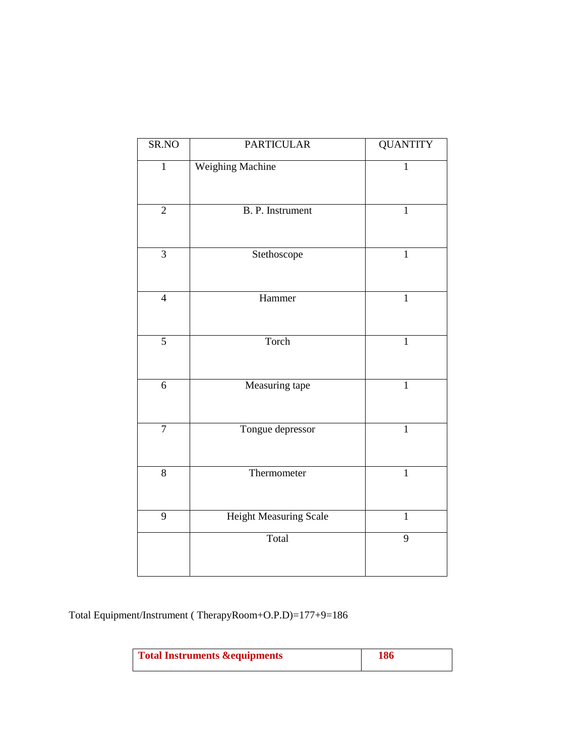| SR.NO | PARTICULAR | QUANTITY |
|---|---|---|
| 1 | Weighing Machine | 1 |
| 2 | B. P. Instrument | 1 |
| 3 | Stethoscope | 1 |
| 4 | Hammer | 1 |
| 5 | Torch | 1 |
| 6 | Measuring tape | 1 |
| 7 | Tongue depressor | 1 |
| 8 | Thermometer | 1 |
| 9 | Height Measuring Scale | 1 |
| | Total | 9 |

Total Equipment/Instrument ( TherapyRoom+O.P.D)=177+9=186

| **Total Instruments &equipments** | **186** |
|---|---|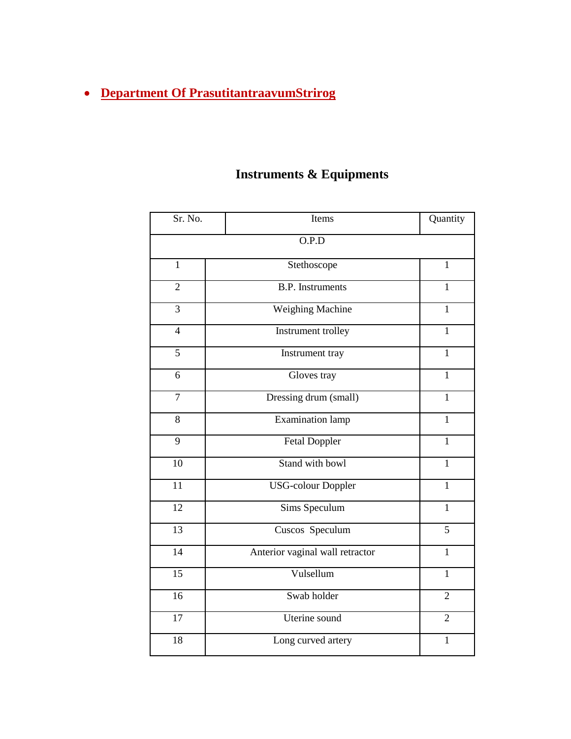- **Department Of PrasutitantraavumStrirog**

## Instruments & Equipments

| Sr. No. | Items | Quantity |
|---|---|---|
| O.P.D | | |
| 1 | Stethoscope | 1 |
| 2 | B.P. Instruments | 1 |
| 3 | Weighing Machine | 1 |
| 4 | Instrument trolley | 1 |
| 5 | Instrument tray | 1 |
| 6 | Gloves tray | 1 |
| 7 | Dressing drum (small) | 1 |
| 8 | Examination lamp | 1 |
| 9 | Fetal Doppler | 1 |
| 10 | Stand with bowl | 1 |
| 11 | USG-colour Doppler | 1 |
| 12 | Sims Speculum | 1 |
| 13 | Cuscos Speculum | 5 |
| 14 | Anterior vaginal wall retractor | 1 |
| 15 | Vulsellum | 1 |
| 16 | Swab holder | 2 |
| 17 | Uterine sound | 2 |
| 18 | Long curved artery | 1 |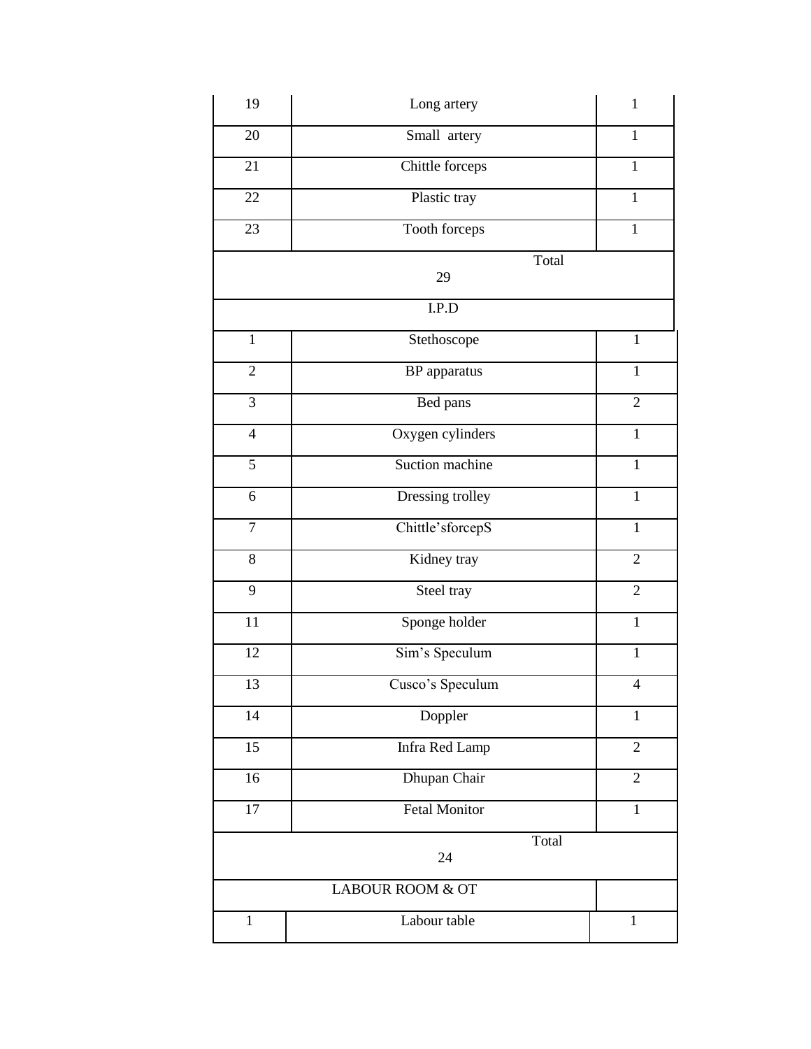| | | |
|---|---|---|
| 19 | Long artery | 1 |
| 20 | Small artery | 1 |
| 21 | Chittle forceps | 1 |
| 22 | Plastic tray | 1 |
| 23 | Tooth forceps | 1 |
| Total 29 | | |
| I.P.D | | |
| 1 | Stethoscope | 1 |
| 2 | BP apparatus | 1 |
| 3 | Bed pans | 2 |
| 4 | Oxygen cylinders | 1 |
| 5 | Suction machine | 1 |
| 6 | Dressing trolley | 1 |
| 7 | Chittle'sforcepS | 1 |
| 8 | Kidney tray | 2 |
| 9 | Steel tray | 2 |
| 11 | Sponge holder | 1 |
| 12 | Sim's Speculum | 1 |
| 13 | Cusco's Speculum | 4 |
| 14 | Doppler | 1 |
| 15 | Infra Red Lamp | 2 |
| 16 | Dhupan Chair | 2 |
| 17 | Fetal Monitor | 1 |
| Total 24 | | |
| LABOUR ROOM & OT | | |
| 1 | Labour table | 1 |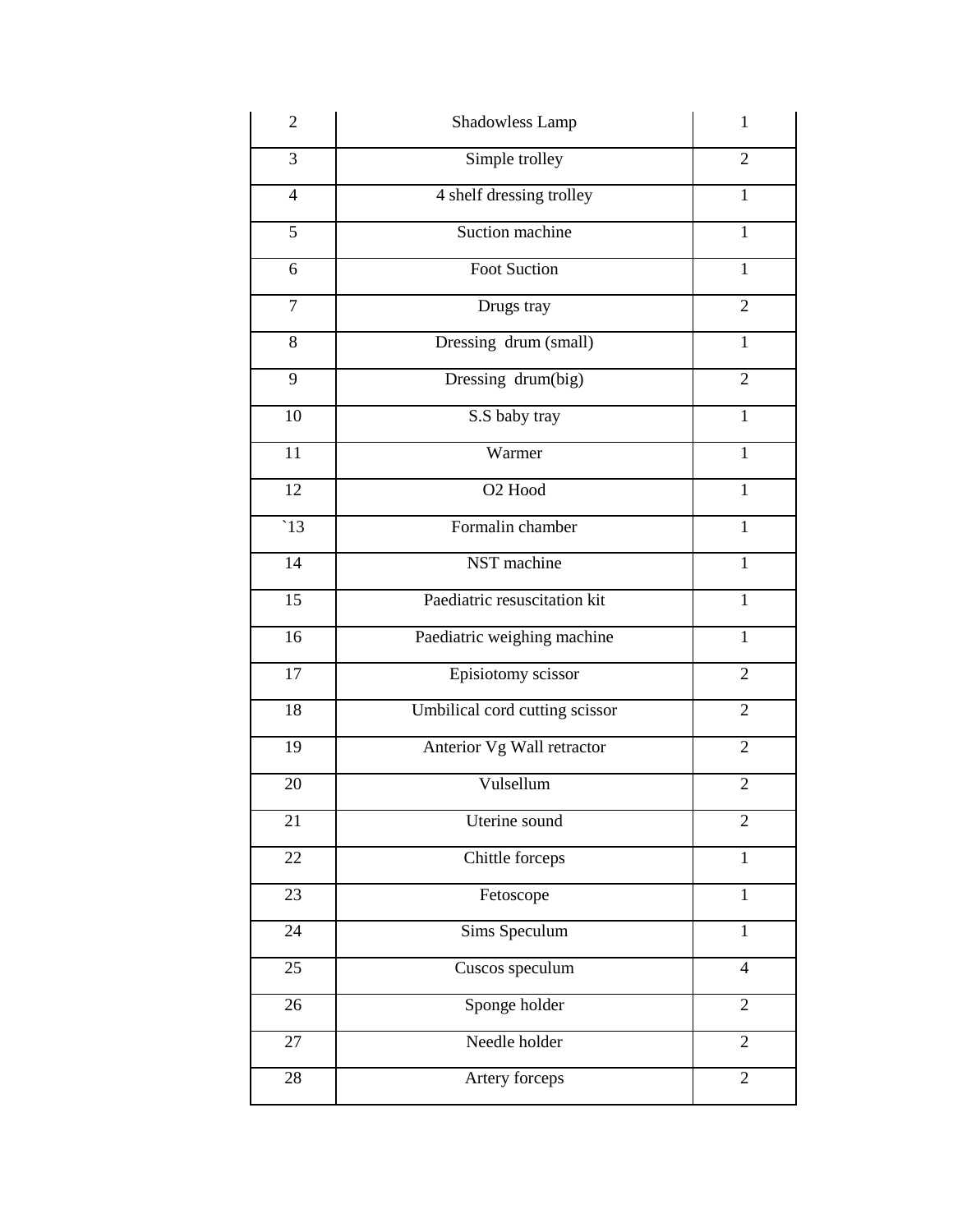| 2 | Shadowless Lamp | 1 |
|---|---|---|
| 3 | Simple trolley | 2 |
| 4 | 4 shelf dressing trolley | 1 |
| 5 | Suction machine | 1 |
| 6 | Foot Suction | 1 |
| 7 | Drugs tray | 2 |
| 8 | Dressing drum (small) | 1 |
| 9 | Dressing drum(big) | 2 |
| 10 | S.S baby tray | 1 |
| 11 | Warmer | 1 |
| 12 | O2 Hood | 1 |
| `13 | Formalin chamber | 1 |
| 14 | NST machine | 1 |
| 15 | Paediatric resuscitation kit | 1 |
| 16 | Paediatric weighing machine | 1 |
| 17 | Episiotomy scissor | 2 |
| 18 | Umbilical cord cutting scissor | 2 |
| 19 | Anterior Vg Wall retractor | 2 |
| 20 | Vulsellum | 2 |
| 21 | Uterine sound | 2 |
| 22 | Chittle forceps | 1 |
| 23 | Fetoscope | 1 |
| 24 | Sims Speculum | 1 |
| 25 | Cuscos speculum | 4 |
| 26 | Sponge holder | 2 |
| 27 | Needle holder | 2 |
| 28 | Artery forceps | 2 |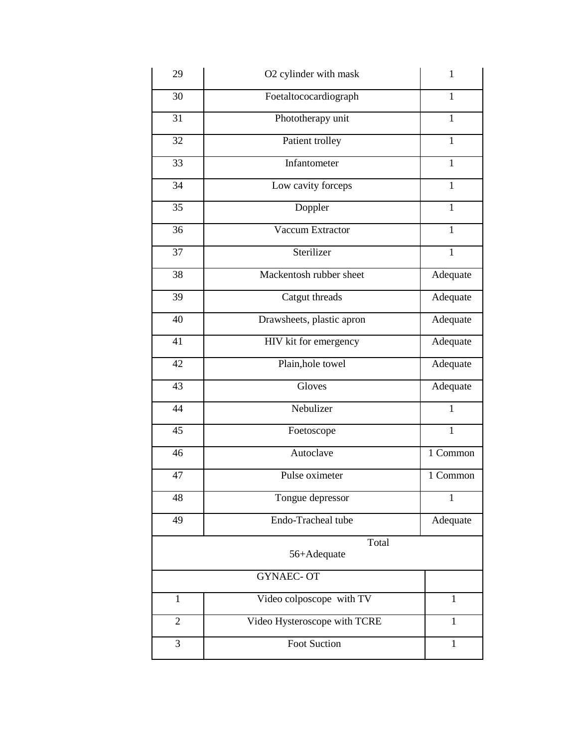| 29 | O2 cylinder with mask | 1 |
|---|---|---|
| 30 | Foetaltococardiograph | 1 |
| 31 | Phototherapy unit | 1 |
| 32 | Patient trolley | 1 |
| 33 | Infantometer | 1 |
| 34 | Low cavity forceps | 1 |
| 35 | Doppler | 1 |
| 36 | Vaccum Extractor | 1 |
| 37 | Sterilizer | 1 |
| 38 | Mackentosh rubber sheet | Adequate |
| 39 | Catgut threads | Adequate |
| 40 | Drawsheets, plastic apron | Adequate |
| 41 | HIV kit for emergency | Adequate |
| 42 | Plain,hole towel | Adequate |
| 43 | Gloves | Adequate |
| 44 | Nebulizer | 1 |
| 45 | Foetoscope | 1 |
| 46 | Autoclave | 1 Common |
| 47 | Pulse oximeter | 1 Common |
| 48 | Tongue depressor | 1 |
| 49 | Endo-Tracheal tube | Adequate |
| Total 56+Adequate | | |
| GYNAEC- OT | | |
| 1 | Video colposcope with TV | 1 |
| 2 | Video Hysteroscope with TCRE | 1 |
| 3 | Foot Suction | 1 |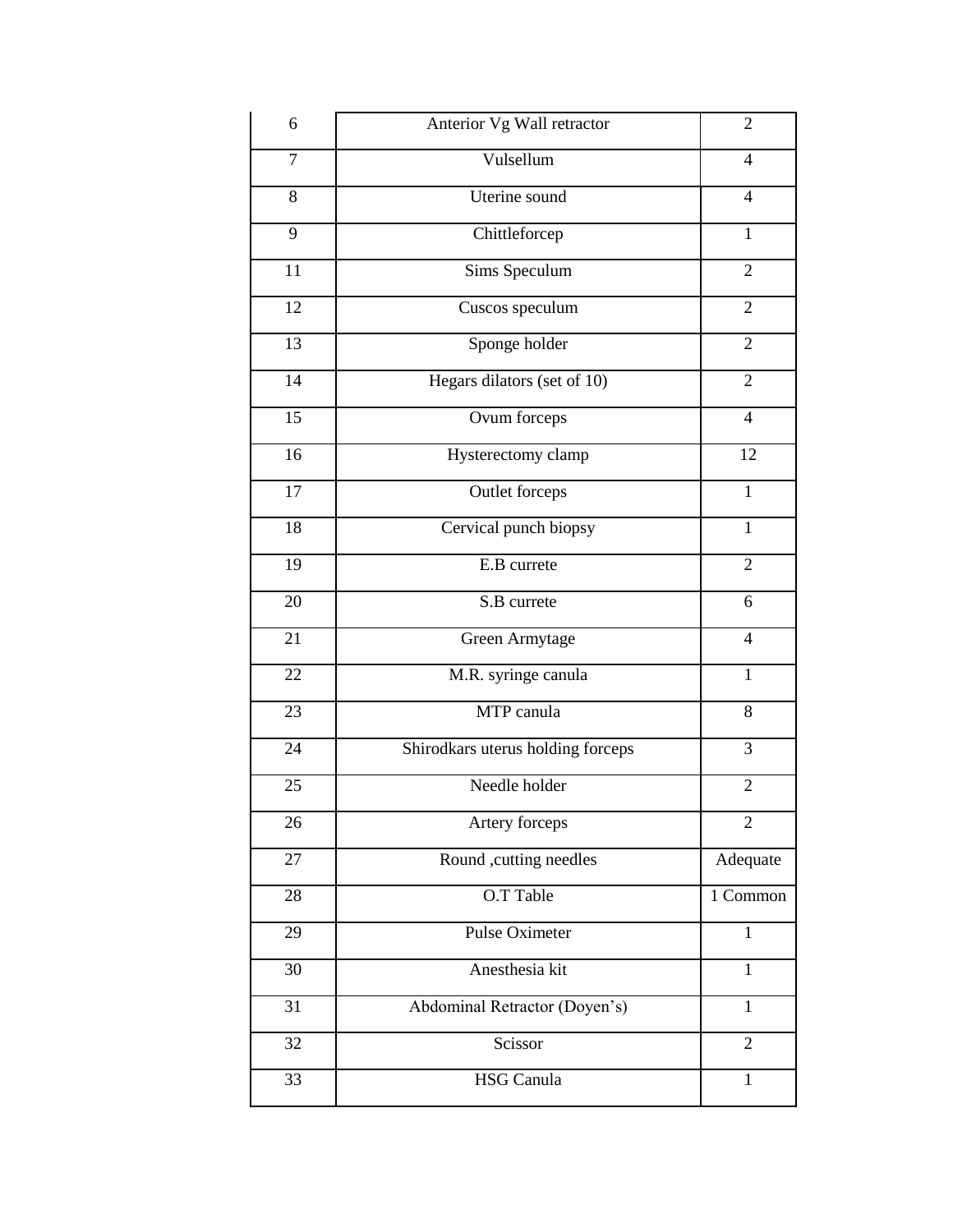| | | |
|---|---|---|
| 6 | Anterior Vg Wall retractor | 2 |
| 7 | Vulsellum | 4 |
| 8 | Uterine sound | 4 |
| 9 | Chittleforcep | 1 |
| 11 | Sims Speculum | 2 |
| 12 | Cuscos speculum | 2 |
| 13 | Sponge holder | 2 |
| 14 | Hegars dilators (set of 10) | 2 |
| 15 | Ovum forceps | 4 |
| 16 | Hysterectomy clamp | 12 |
| 17 | Outlet forceps | 1 |
| 18 | Cervical punch biopsy | 1 |
| 19 | E.B currete | 2 |
| 20 | S.B currete | 6 |
| 21 | Green Armytage | 4 |
| 22 | M.R. syringe canula | 1 |
| 23 | MTP canula | 8 |
| 24 | Shirodkars uterus holding forceps | 3 |
| 25 | Needle holder | 2 |
| 26 | Artery forceps | 2 |
| 27 | Round ,cutting needles | Adequate |
| 28 | O.T Table | 1 Common |
| 29 | Pulse Oximeter | 1 |
| 30 | Anesthesia kit | 1 |
| 31 | Abdominal Retractor (Doyen's) | 1 |
| 32 | Scissor | 2 |
| 33 | HSG Canula | 1 |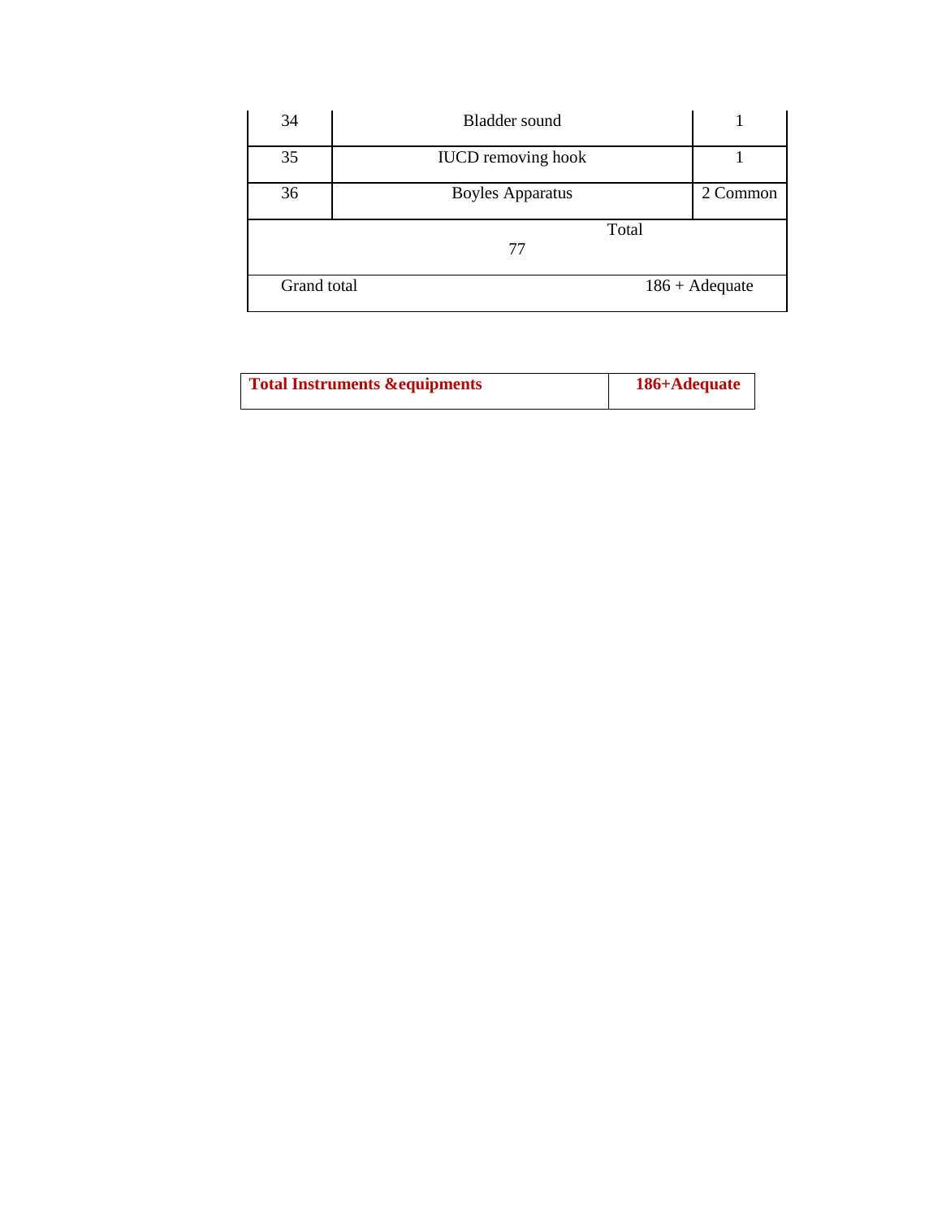| 34 | Bladder sound | 1 |
|---|---|---|
| 35 | IUCD removing hook | 1 |
| 36 | Boyles Apparatus | 2 Common |
| Total 77 | | |
| Grand total | | 186 + Adequate |

| **Total Instruments &equipments** | **186+Adequate** |
|---|---|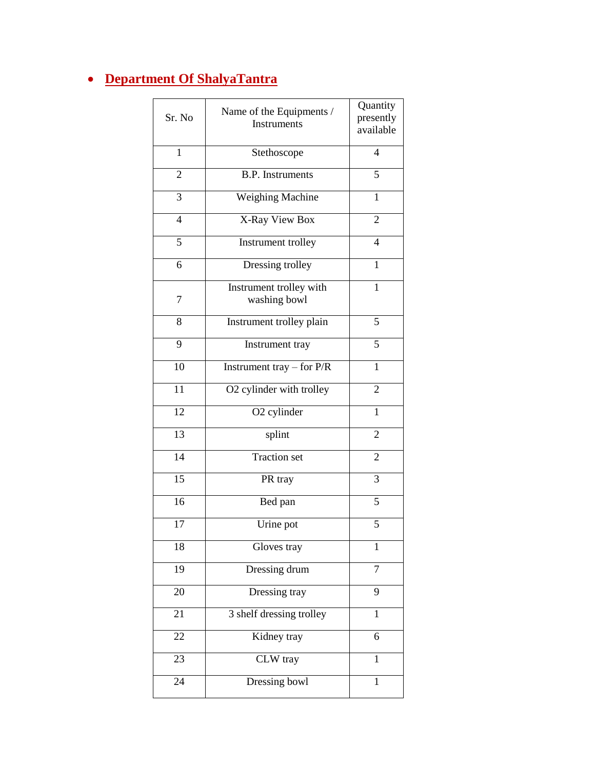- **Department Of ShalyaTantra**

| Sr. No | Name of the Equipments / Instruments | Quantity presently available |
|---|---|---|
| 1 | Stethoscope | 4 |
| 2 | B.P. Instruments | 5 |
| 3 | Weighing Machine | 1 |
| 4 | X-Ray View Box | 2 |
| 5 | Instrument trolley | 4 |
| 6 | Dressing trolley | 1 |
| 7 | Instrument trolley with washing bowl | 1 |
| 8 | Instrument trolley plain | 5 |
| 9 | Instrument tray | 5 |
| 10 | Instrument tray – for P/R | 1 |
| 11 | O2 cylinder with trolley | 2 |
| 12 | O2 cylinder | 1 |
| 13 | splint | 2 |
| 14 | Traction set | 2 |
| 15 | PR tray | 3 |
| 16 | Bed pan | 5 |
| 17 | Urine pot | 5 |
| 18 | Gloves tray | 1 |
| 19 | Dressing drum | 7 |
| 20 | Dressing tray | 9 |
| 21 | 3 shelf dressing trolley | 1 |
| 22 | Kidney tray | 6 |
| 23 | CLW tray | 1 |
| 24 | Dressing bowl | 1 |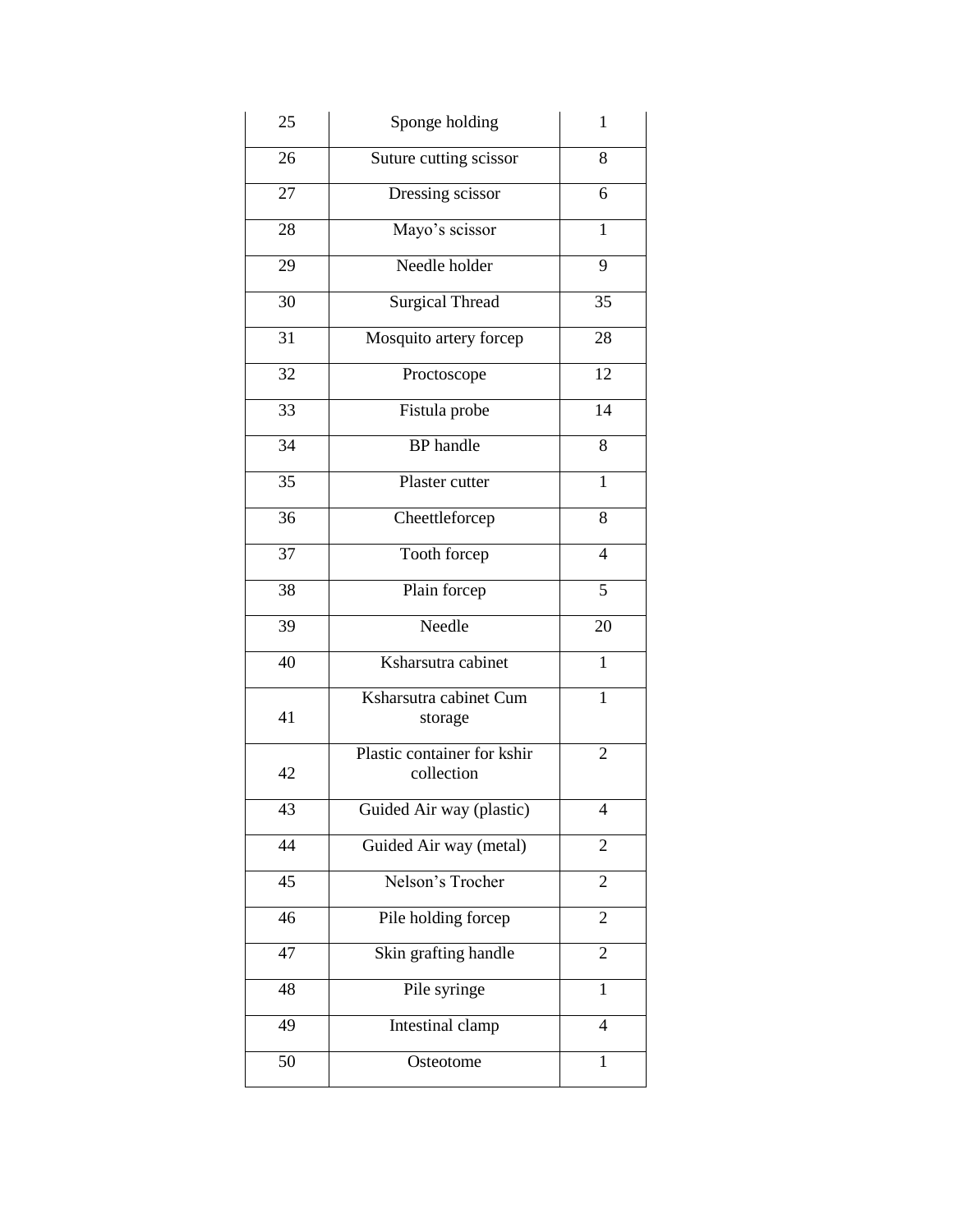| 25 | Sponge holding | 1 |
|---|---|---|
| 26 | Suture cutting scissor | 8 |
| 27 | Dressing scissor | 6 |
| 28 | Mayo’s scissor | 1 |
| 29 | Needle holder | 9 |
| 30 | Surgical Thread | 35 |
| 31 | Mosquito artery forcep | 28 |
| 32 | Proctoscope | 12 |
| 33 | Fistula probe | 14 |
| 34 | BP handle | 8 |
| 35 | Plaster cutter | 1 |
| 36 | Cheettleforcep | 8 |
| 37 | Tooth forcep | 4 |
| 38 | Plain forcep | 5 |
| 39 | Needle | 20 |
| 40 | Ksharsutra cabinet | 1 |
| 41 | Ksharsutra cabinet Cum storage | 1 |
| 42 | Plastic container for kshir collection | 2 |
| 43 | Guided Air way (plastic) | 4 |
| 44 | Guided Air way (metal) | 2 |
| 45 | Nelson’s Trocher | 2 |
| 46 | Pile holding forcep | 2 |
| 47 | Skin grafting handle | 2 |
| 48 | Pile syringe | 1 |
| 49 | Intestinal clamp | 4 |
| 50 | Osteotome | 1 |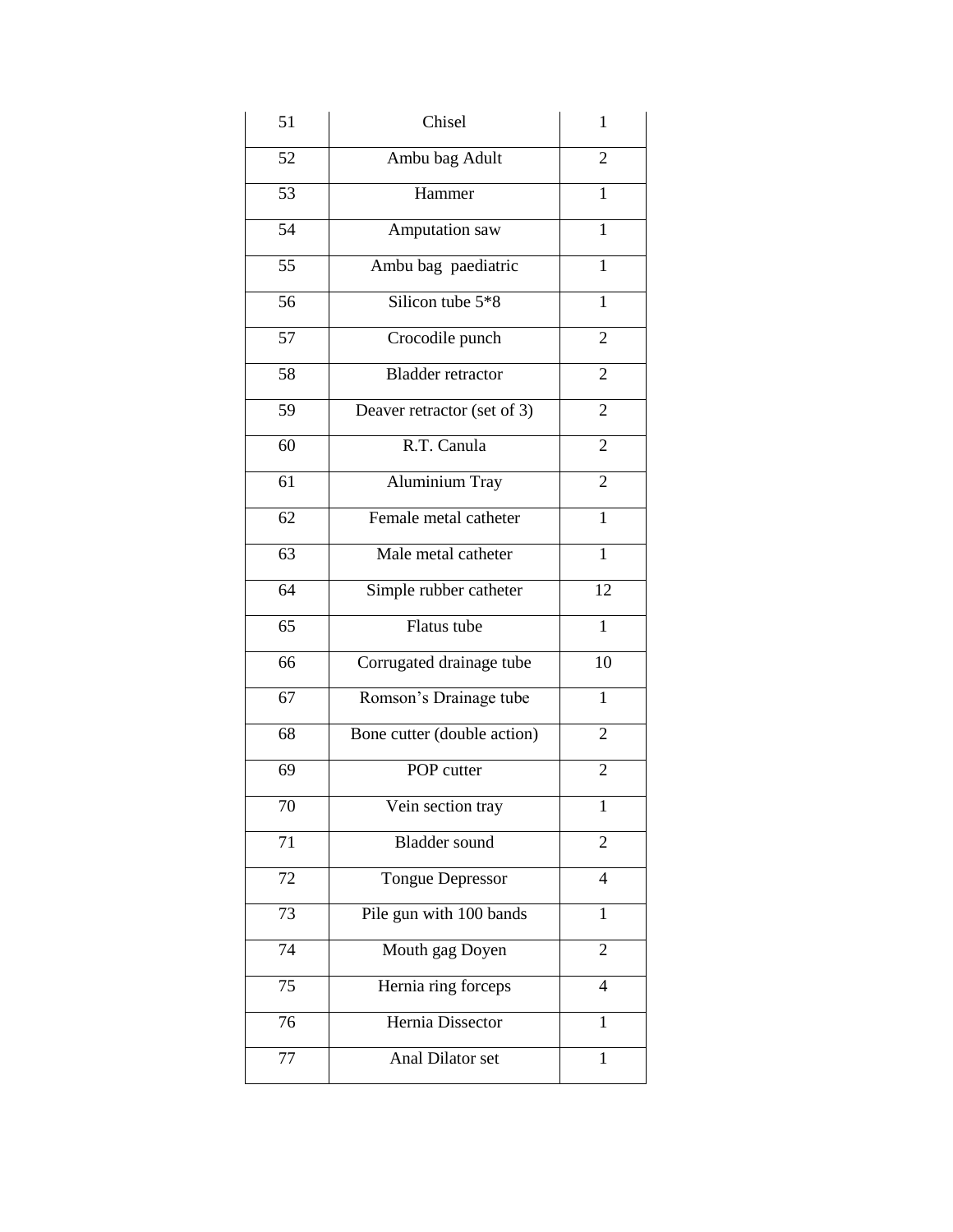| 51 | Chisel | 1 |
|---|---|---|
| 52 | Ambu bag Adult | 2 |
| 53 | Hammer | 1 |
| 54 | Amputation saw | 1 |
| 55 | Ambu bag paediatric | 1 |
| 56 | Silicon tube 5*8 | 1 |
| 57 | Crocodile punch | 2 |
| 58 | Bladder retractor | 2 |
| 59 | Deaver retractor (set of 3) | 2 |
| 60 | R.T. Canula | 2 |
| 61 | Aluminium Tray | 2 |
| 62 | Female metal catheter | 1 |
| 63 | Male metal catheter | 1 |
| 64 | Simple rubber catheter | 12 |
| 65 | Flatus tube | 1 |
| 66 | Corrugated drainage tube | 10 |
| 67 | Romson's Drainage tube | 1 |
| 68 | Bone cutter (double action) | 2 |
| 69 | POP cutter | 2 |
| 70 | Vein section tray | 1 |
| 71 | Bladder sound | 2 |
| 72 | Tongue Depressor | 4 |
| 73 | Pile gun with 100 bands | 1 |
| 74 | Mouth gag Doyen | 2 |
| 75 | Hernia ring forceps | 4 |
| 76 | Hernia Dissector | 1 |
| 77 | Anal Dilator set | 1 |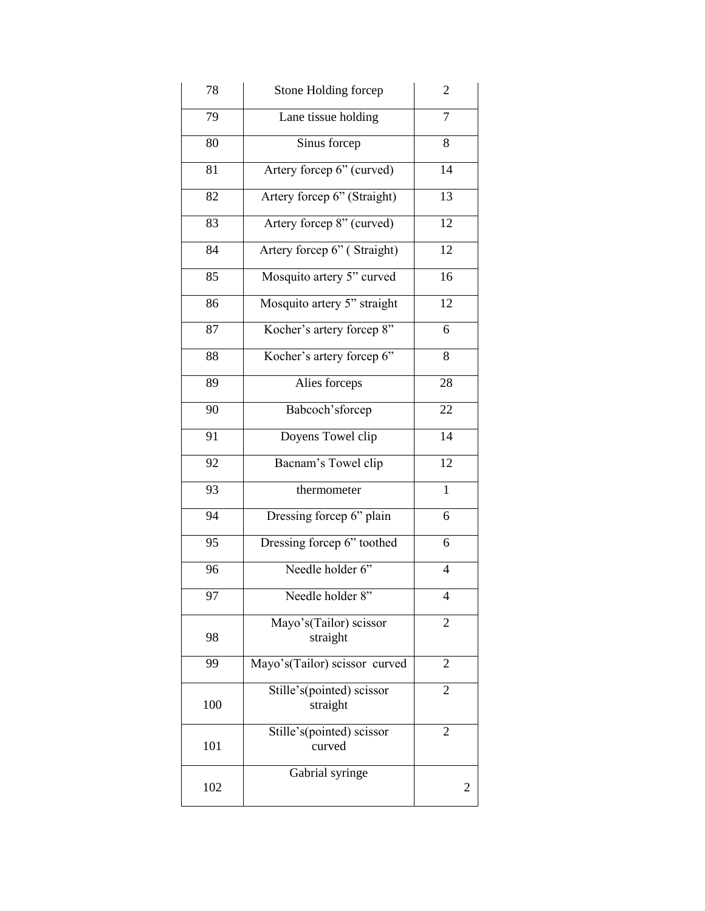| 78 | Stone Holding forcep | 2 |
|---|---|---|
| 79 | Lane tissue holding | 7 |
| 80 | Sinus forcep | 8 |
| 81 | Artery forcep 6" (curved) | 14 |
| 82 | Artery forcep 6" (Straight) | 13 |
| 83 | Artery forcep 8" (curved) | 12 |
| 84 | Artery forcep 6" ( Straight) | 12 |
| 85 | Mosquito artery 5" curved | 16 |
| 86 | Mosquito artery 5" straight | 12 |
| 87 | Kocher's artery forcep 8" | 6 |
| 88 | Kocher's artery forcep 6" | 8 |
| 89 | Alies forceps | 28 |
| 90 | Babcoch'sforcep | 22 |
| 91 | Doyens Towel clip | 14 |
| 92 | Bacnam's Towel clip | 12 |
| 93 | thermometer | 1 |
| 94 | Dressing forcep 6" plain | 6 |
| 95 | Dressing forcep 6" toothed | 6 |
| 96 | Needle holder 6" | 4 |
| 97 | Needle holder 8" | 4 |
| 98 | Mayo's(Tailor) scissor straight | 2 |
| 99 | Mayo's(Tailor) scissor curved | 2 |
| 100 | Stille's(pointed) scissor straight | 2 |
| 101 | Stille's(pointed) scissor curved | 2 |
| 102 | Gabrial syringe | 2 |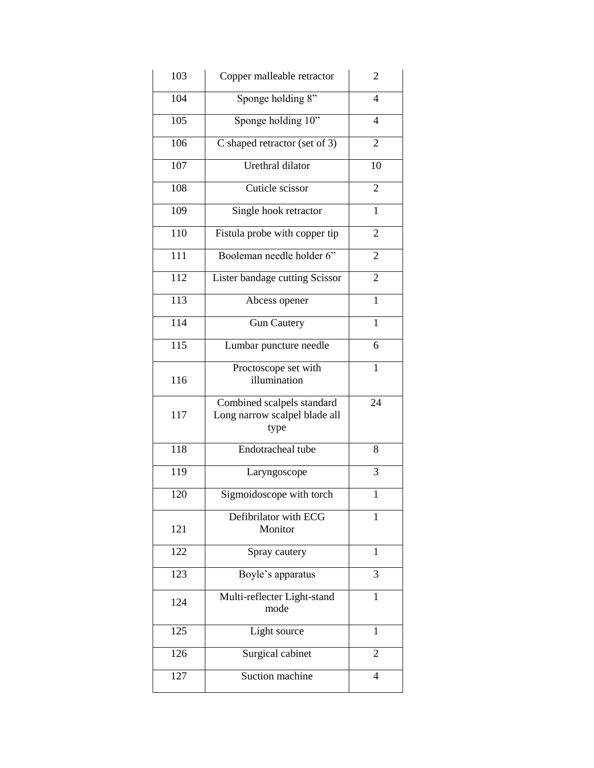| 103 | Copper malleable retractor | 2 |
|---|---|---|
| 104 | Sponge holding 8” | 4 |
| 105 | Sponge holding 10” | 4 |
| 106 | C shaped retractor (set of 3) | 2 |
| 107 | Urethral dilator | 10 |
| 108 | Cuticle scissor | 2 |
| 109 | Single hook retractor | 1 |
| 110 | Fistula probe with copper tip | 2 |
| 111 | Booleman needle holder 6” | 2 |
| 112 | Lister bandage cutting Scissor | 2 |
| 113 | Abcess opener | 1 |
| 114 | Gun Cautery | 1 |
| 115 | Lumbar puncture needle | 6 |
| 116 | Proctoscope set with illumination | 1 |
| 117 | Combined scalpels standard Long narrow scalpel blade all type | 24 |
| 118 | Endotracheal tube | 8 |
| 119 | Laryngoscope | 3 |
| 120 | Sigmoidoscope with torch | 1 |
| 121 | Defibrilator with ECG Monitor | 1 |
| 122 | Spray cautery | 1 |
| 123 | Boyle’s apparatus | 3 |
| 124 | Multi-reflecter Light-stand mode | 1 |
| 125 | Light source | 1 |
| 126 | Surgical cabinet | 2 |
| 127 | Suction machine | 4 |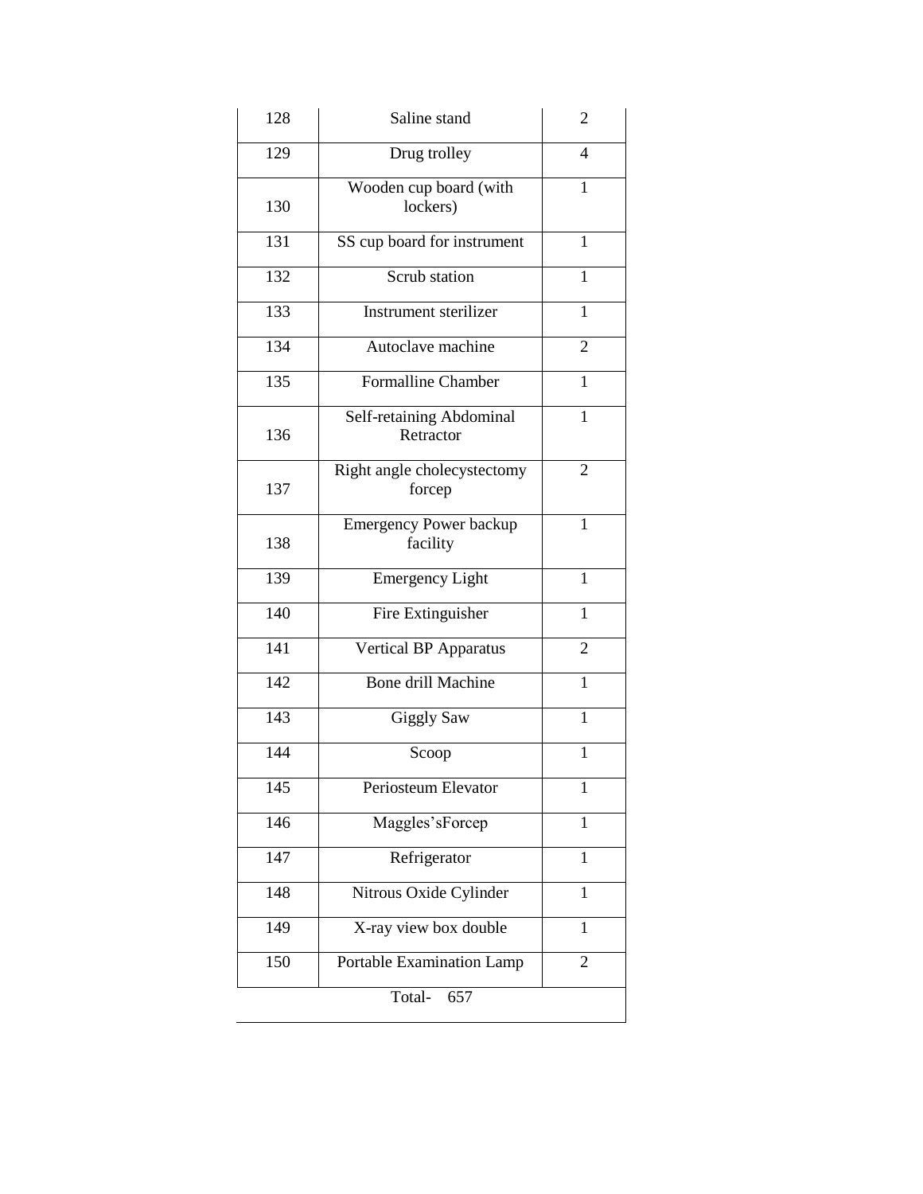| | | |
|---|---|---|
| 128 | Saline stand | 2 |
| 129 | Drug trolley | 4 |
| 130 | Wooden cup board (with lockers) | 1 |
| 131 | SS cup board for instrument | 1 |
| 132 | Scrub station | 1 |
| 133 | Instrument sterilizer | 1 |
| 134 | Autoclave machine | 2 |
| 135 | Formalline Chamber | 1 |
| 136 | Self-retaining Abdominal Retractor | 1 |
| 137 | Right angle cholecystectomy forcep | 2 |
| 138 | Emergency Power backup facility | 1 |
| 139 | Emergency Light | 1 |
| 140 | Fire Extinguisher | 1 |
| 141 | Vertical BP Apparatus | 2 |
| 142 | Bone drill Machine | 1 |
| 143 | Giggly Saw | 1 |
| 144 | Scoop | 1 |
| 145 | Periosteum Elevator | 1 |
| 146 | Maggles'sForcep | 1 |
| 147 | Refrigerator | 1 |
| 148 | Nitrous Oxide Cylinder | 1 |
| 149 | X-ray view box double | 1 |
| 150 | Portable Examination Lamp | 2 |
| Total- 657 | | |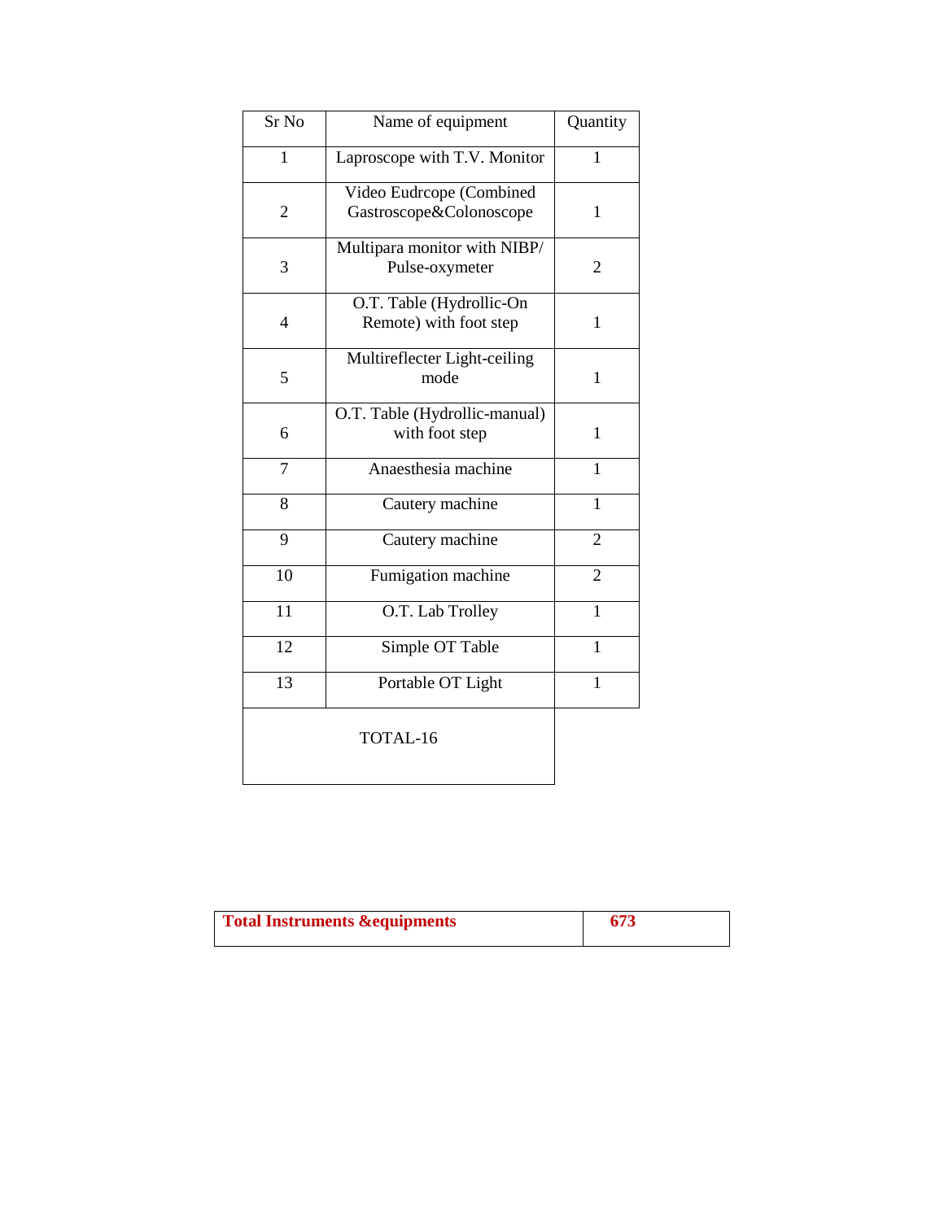| Sr No | Name of equipment | Quantity |
|---|---|---|
| 1 | Laproscope with T.V. Monitor | 1 |
| 2 | Video Eudrcope (Combined Gastroscope&Colonoscope | 1 |
| 3 | Multipara monitor with NIBP/ Pulse-oxymeter | 2 |
| 4 | O.T. Table (Hydrollic-On Remote) with foot step | 1 |
| 5 | Multireflecter Light-ceiling mode | 1 |
| 6 | O.T. Table (Hydrollic-manual) with foot step | 1 |
| 7 | Anaesthesia machine | 1 |
| 8 | Cautery machine | 1 |
| 9 | Cautery machine | 2 |
| 10 | Fumigation machine | 2 |
| 11 | O.T. Lab Trolley | 1 |
| 12 | Simple OT Table | 1 |
| 13 | Portable OT Light | 1 |
| TOTAL-16 | | |

| | |
|---|---|
| **Total Instruments &equipments** | **673** |